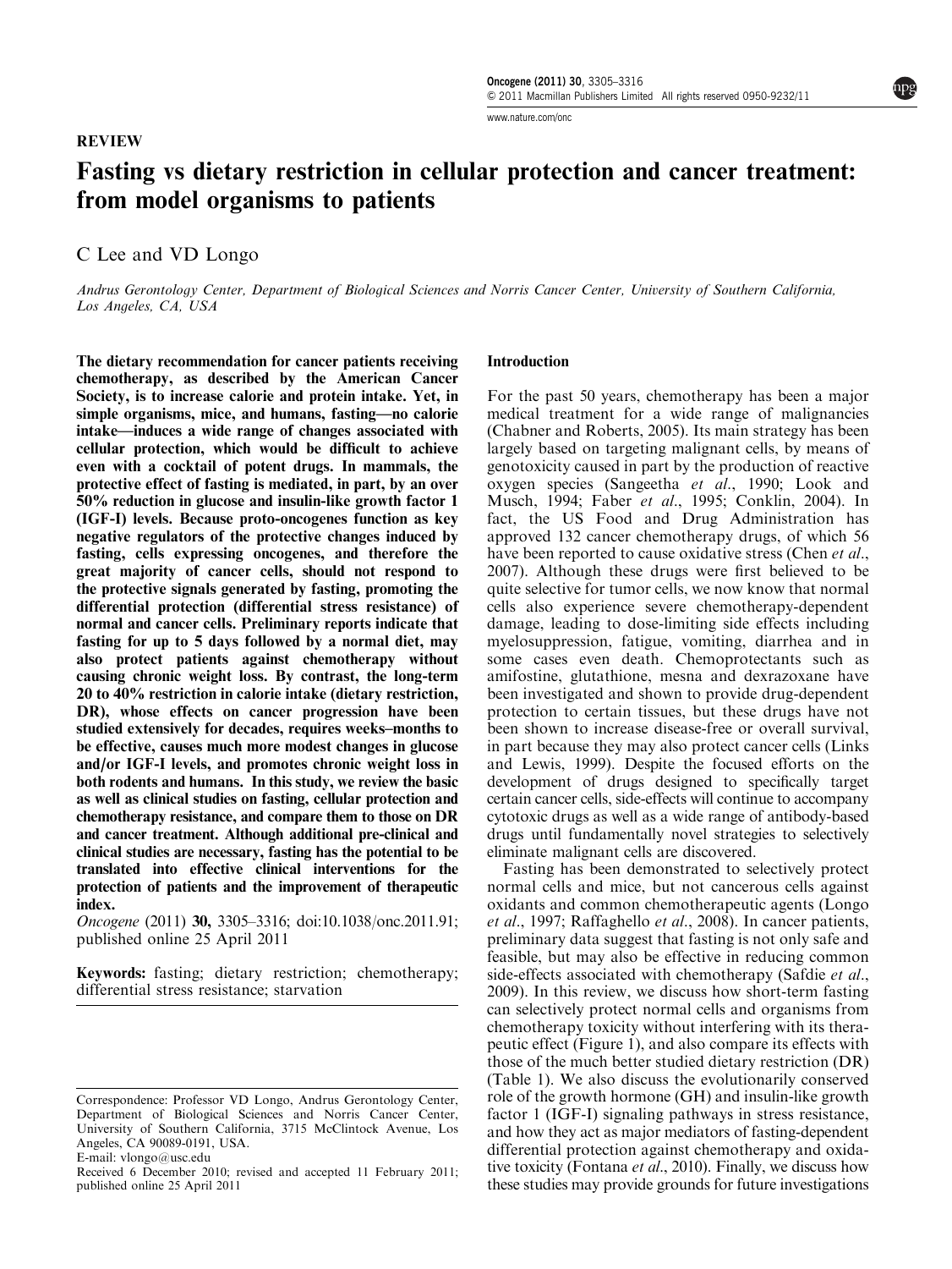REVIEW

# Fasting vs dietary restriction in cellular protection and cancer treatment: from model organisms to patients

C Lee and VD Longo

*Andrus Gerontology Center, Department of Biological Sciences and Norris Cancer Center, University of Southern California, Los Angeles, CA, USA*

**The dietary recommendation for cancer patients receiving chemotherapy, as described by the American Cancer Society, is to increase calorie and protein intake. Yet, in simple organisms, mice, and humans, fasting—no calorie intake—induces a wide range of changes associated with cellular protection, which would be difficult to achieve even with a cocktail of potent drugs. In mammals, the protective effect of fasting is mediated, in part, by an over 50% reduction in glucose and insulin-like growth factor 1 (IGF-I) levels. Because proto-oncogenes function as key negative regulators of the protective changes induced by fasting, cells expressing oncogenes, and therefore the great majority of cancer cells, should not respond to the protective signals generated by fasting, promoting the differential protection (differential stress resistance) of normal and cancer cells. Preliminary reports indicate that fasting for up to 5 days followed by a normal diet, may also protect patients against chemotherapy without causing chronic weight loss. By contrast, the long-term 20 to 40% restriction in calorie intake (dietary restriction, DR), whose effects on cancer progression have been studied extensively for decades, requires weeks–months to be effective, causes much more modest changes in glucose and/or IGF-I levels, and promotes chronic weight loss in both rodents and humans. In this study, we review the basic as well as clinical studies on fasting, cellular protection and chemotherapy resistance, and compare them to those on DR and cancer treatment. Although additional pre-clinical and clinical studies are necessary, fasting has the potential to be translated into effective clinical interventions for the protection of patients and the improvement of therapeutic index.**

*Oncogene* (2011) **30,** 3305–3316; doi:10.1038/onc.2011.91; published online 25 April 2011

**Keywords:** fasting; dietary restriction; chemotherapy; differential stress resistance; starvation

Correspondence: Professor VD Longo, Andrus Gerontology Center, Department of Biological Sciences and Norris Cancer Center, University of Southern California, 3715 McClintock Avenue, Los Angeles, CA 90089-0191, USA.
E-mail: vlongo@usc.edu

Received 6 December 2010; revised and accepted 11 February 2011; published online 25 April 2011

## Introduction

For the past 50 years, chemotherapy has been a major medical treatment for a wide range of malignancies (Chabner and Roberts, 2005). Its main strategy has been largely based on targeting malignant cells, by means of genotoxicity caused in part by the production of reactive oxygen species (Sangeetha *et al*., 1990; Look and Musch, 1994; Faber *et al*., 1995; Conklin, 2004). In fact, the US Food and Drug Administration has approved 132 cancer chemotherapy drugs, of which 56 have been reported to cause oxidative stress (Chen *et al*., 2007). Although these drugs were first believed to be quite selective for tumor cells, we now know that normal cells also experience severe chemotherapy-dependent damage, leading to dose-limiting side effects including myelosuppression, fatigue, vomiting, diarrhea and in some cases even death. Chemoprotectants such as amifostine, glutathione, mesna and dexrazoxane have been investigated and shown to provide drug-dependent protection to certain tissues, but these drugs have not been shown to increase disease-free or overall survival, in part because they may also protect cancer cells (Links and Lewis, 1999). Despite the focused efforts on the development of drugs designed to specifically target certain cancer cells, side-effects will continue to accompany cytotoxic drugs as well as a wide range of antibody-based drugs until fundamentally novel strategies to selectively eliminate malignant cells are discovered.

Fasting has been demonstrated to selectively protect normal cells and mice, but not cancerous cells against oxidants and common chemotherapeutic agents (Longo *et al*., 1997; Raffaghello *et al*., 2008). In cancer patients, preliminary data suggest that fasting is not only safe and feasible, but may also be effective in reducing common side-effects associated with chemotherapy (Safdie *et al*., 2009). In this review, we discuss how short-term fasting can selectively protect normal cells and organisms from chemotherapy toxicity without interfering with its therapeutic effect (Figure 1), and also compare its effects with those of the much better studied dietary restriction (DR) (Table 1). We also discuss the evolutionarily conserved role of the growth hormone (GH) and insulin-like growth factor 1 (IGF-I) signaling pathways in stress resistance, and how they act as major mediators of fasting-dependent differential protection against chemotherapy and oxidative toxicity (Fontana *et al*., 2010). Finally, we discuss how these studies may provide grounds for future investigations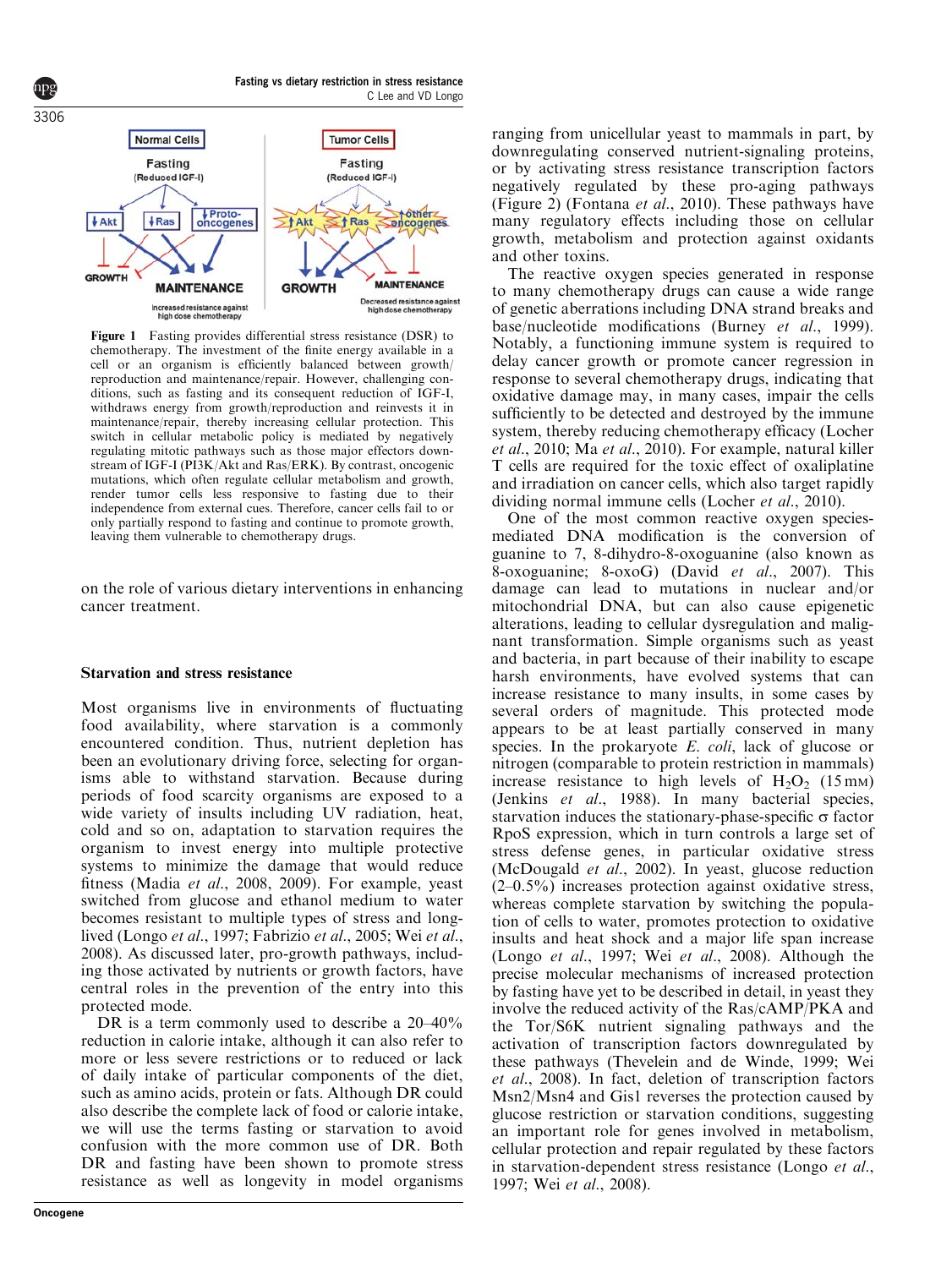Normal Cells

Fasting

(Reduced IGF-I)

↓Akt

↓Ras

↓Proto-oncogenes

GROWTH

MAINTENANCE

Increased resistance against high dose chemotherapy

Tumor Cells

Fasting

(Reduced IGF-I)

↑Akt

↑Ras

↑other oncogenes

GROWTH

MAINTENANCE

Decreased resistance against high dose chemotherapy

**Figure 1** Fasting provides differential stress resistance (DSR) to chemotherapy. The investment of the finite energy available in a cell or an organism is efficiently balanced between growth/reproduction and maintenance/repair. However, challenging conditions, such as fasting and its consequent reduction of IGF-I, withdraws energy from growth/reproduction and reinvests it in maintenance/repair, thereby increasing cellular protection. This switch in cellular metabolic policy is mediated by negatively regulating mitotic pathways such as those major effectors downstream of IGF-I (PI3K/Akt and Ras/ERK). By contrast, oncogenic mutations, which often regulate cellular metabolism and growth, render tumor cells less responsive to fasting due to their independence from external cues. Therefore, cancer cells fail to or only partially respond to fasting and continue to promote growth, leaving them vulnerable to chemotherapy drugs.

on the role of various dietary interventions in enhancing cancer treatment.

## Starvation and stress resistance

Most organisms live in environments of fluctuating food availability, where starvation is a commonly encountered condition. Thus, nutrient depletion has been an evolutionary driving force, selecting for organisms able to withstand starvation. Because during periods of food scarcity organisms are exposed to a wide variety of insults including UV radiation, heat, cold and so on, adaptation to starvation requires the organism to invest energy into multiple protective systems to minimize the damage that would reduce fitness (Madia *et al.*, 2008, 2009). For example, yeast switched from glucose and ethanol medium to water becomes resistant to multiple types of stress and long-lived (Longo *et al.*, 1997; Fabrizio *et al.*, 2005; Wei *et al.*, 2008). As discussed later, pro-growth pathways, including those activated by nutrients or growth factors, have central roles in the prevention of the entry into this protected mode.

DR is a term commonly used to describe a 20–40% reduction in calorie intake, although it can also refer to more or less severe restrictions or to reduced or lack of daily intake of particular components of the diet, such as amino acids, protein or fats. Although DR could also describe the complete lack of food or calorie intake, we will use the terms fasting or starvation to avoid confusion with the more common use of DR. Both DR and fasting have been shown to promote stress resistance as well as longevity in model organisms ranging from unicellular yeast to mammals in part, by downregulating conserved nutrient-signaling proteins, or by activating stress resistance transcription factors negatively regulated by these pro-aging pathways (Figure 2) (Fontana *et al.*, 2010). These pathways have many regulatory effects including those on cellular growth, metabolism and protection against oxidants and other toxins.

The reactive oxygen species generated in response to many chemotherapy drugs can cause a wide range of genetic aberrations including DNA strand breaks and base/nucleotide modifications (Burney *et al.*, 1999). Notably, a functioning immune system is required to delay cancer growth or promote cancer regression in response to several chemotherapy drugs, indicating that oxidative damage may, in many cases, impair the cells sufficiently to be detected and destroyed by the immune system, thereby reducing chemotherapy efficacy (Locher *et al.*, 2010; Ma *et al.*, 2010). For example, natural killer T cells are required for the toxic effect of oxaliplatine and irradiation on cancer cells, which also target rapidly dividing normal immune cells (Locher *et al.*, 2010).

One of the most common reactive oxygen species-mediated DNA modification is the conversion of guanine to 7, 8-dihydro-8-oxoguanine (also known as 8-oxoguanine; 8-oxoG) (David *et al.*, 2007). This damage can lead to mutations in nuclear and/or mitochondrial DNA, but can also cause epigenetic alterations, leading to cellular dysregulation and malignant transformation. Simple organisms such as yeast and bacteria, in part because of their inability to escape harsh environments, have evolved systems that can increase resistance to many insults, in some cases by several orders of magnitude. This protected mode appears to be at least partially conserved in many species. In the prokaryote *E. coli*, lack of glucose or nitrogen (comparable to protein restriction in mammals) increase resistance to high levels of $H_2O_2$ (15 mM) (Jenkins *et al.*, 1988). In many bacterial species, starvation induces the stationary-phase-specific σ factor RpoS expression, which in turn controls a large set of stress defense genes, in particular oxidative stress (McDougald *et al.*, 2002). In yeast, glucose reduction (2–0.5%) increases protection against oxidative stress, whereas complete starvation by switching the population of cells to water, promotes protection to oxidative insults and heat shock and a major life span increase (Longo *et al.*, 1997; Wei *et al.*, 2008). Although the precise molecular mechanisms of increased protection by fasting have yet to be described in detail, in yeast they involve the reduced activity of the Ras/cAMP/PKA and the Tor/S6K nutrient signaling pathways and the activation of transcription factors downregulated by these pathways (Thevelein and de Winde, 1999; Wei *et al.*, 2008). In fact, deletion of transcription factors Msn2/Msn4 and Gis1 reverses the protection caused by glucose restriction or starvation conditions, suggesting an important role for genes involved in metabolism, cellular protection and repair regulated by these factors in starvation-dependent stress resistance (Longo *et al.*, 1997; Wei *et al.*, 2008).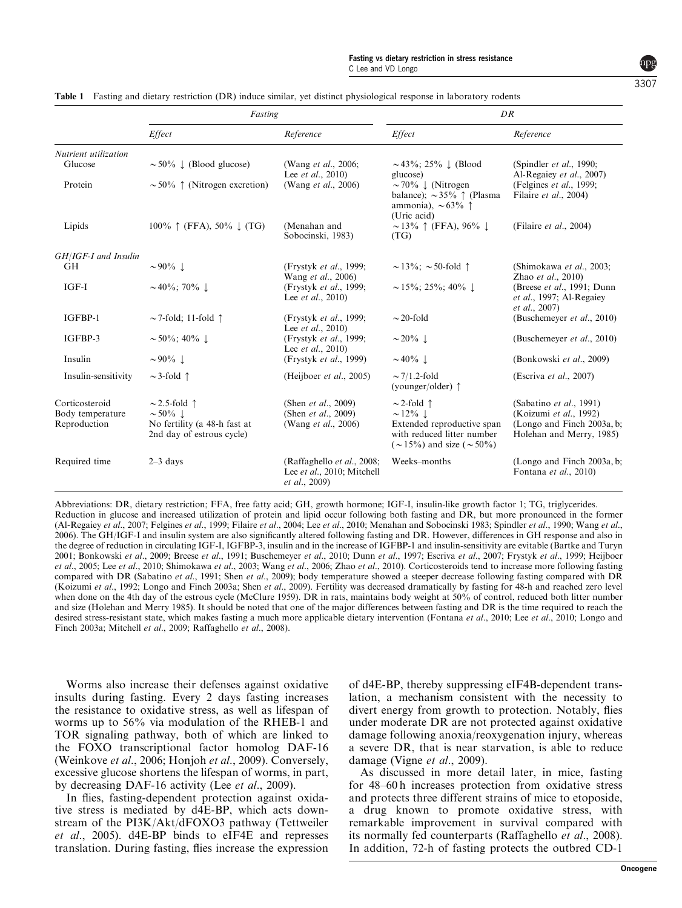**Table 1** Fasting and dietary restriction (DR) induce similar, yet distinct physiological response in laboratory rodents

| | Fasting | | DR | |
|---|---|---|---|---|
| | *Effect* | *Reference* | *Effect* | *Reference* |
| *Nutrient utilization* | | | | |
| Glucose | ~50% ↓ (Blood glucose) | (Wang *et al*., 2006; Lee *et al*., 2010) | ~43%; 25% ↓ (Blood glucose) | (Spindler *et al*., 1990; Al-Regaiey *et al*., 2007) |
| Protein | ~50% ↑ (Nitrogen excretion) | (Wang *et al*., 2006) | ~70% ↓ (Nitrogen balance); ~35% ↑ (Plasma ammonia), ~63% ↑ (Uric acid) | (Felgines *et al*., 1999; Filaire *et al*., 2004) |
| Lipids | 100% ↑ (FFA), 50% ↓ (TG) | (Menahan and Sobocinski, 1983) | ~13% ↑ (FFA), 96% ↓ (TG) | (Filaire *et al*., 2004) |
| *GH/IGF-I and Insulin* | | | | |
| GH | ~90% ↓ | (Frystyk *et al*., 1999; Wang *et al*., 2006) | ~13%; ~50-fold ↑ | (Shimokawa *et al*., 2003; Zhao *et al*., 2010) |
| IGF-I | ~40%; 70% ↓ | (Frystyk *et al*., 1999; Lee *et al*., 2010) | ~15%; 25%; 40% ↓ | (Breese *et al*., 1991; Dunn *et al*., 1997; Al-Regaiey *et al*., 2007) |
| IGFBP-1 | ~7-fold; 11-fold ↑ | (Frystyk *et al*., 1999; Lee *et al*., 2010) | ~20-fold | (Buschemeyer *et al*., 2010) |
| IGFBP-3 | ~50%; 40% ↓ | (Frystyk *et al*., 1999; Lee *et al*., 2010) | ~20% ↓ | (Buschemeyer *et al*., 2010) |
| Insulin | ~90% ↓ | (Frystyk *et al*., 1999) | ~40% ↓ | (Bonkowski *et al*., 2009) |
| Insulin-sensitivity | ~3-fold ↑ | (Heijboer *et al*., 2005) | ~7/1.2-fold (younger/older) ↑ | (Escriva *et al*., 2007) |
| Corticosteroid | ~2.5-fold ↑ | (Shen *et al*., 2009) | ~2-fold ↑ | (Sabatino *et al*., 1991) |
| Body temperature | ~50% ↓ | (Shen *et al*., 2009) | ~12% ↓ | (Koizumi *et al*., 1992) |
| Reproduction | No fertility (a 48-h fast at 2nd day of estrous cycle) | (Wang *et al*., 2006) | Extended reproductive span with reduced litter number (~15%) and size (~50%) | (Longo and Finch 2003a, b; Holehan and Merry, 1985) |
| Required time | 2–3 days | (Raffaghello *et al*., 2008; Lee *et al*., 2010; Mitchell *et al*., 2009) | Weeks–months | (Longo and Finch 2003a, b; Fontana *et al*., 2010) |

Abbreviations: DR, dietary restriction; FFA, free fatty acid; GH, growth hormone; IGF-I, insulin-like growth factor 1; TG, triglycerides.
Reduction in glucose and increased utilization of protein and lipid occur following both fasting and DR, but more pronounced in the former (Al-Regaiey *et al*., 2007; Felgines *et al*., 1999; Filaire *et al*., 2004; Lee *et al*., 2010; Menahan and Sobocinski 1983; Spindler *et al*., 1990; Wang *et al*., 2006). The GH/IGF-I and insulin system are also significantly altered following fasting and DR. However, differences in GH response and also in the degree of reduction in circulating IGF-I, IGFBP-3, insulin and in the increase of IGFBP-1 and insulin-sensitivity are evitable (Bartke and Turyn 2001; Bonkowski *et al*., 2009; Breese *et al*., 1991; Buschemeyer *et al*., 2010; Dunn *et al*., 1997; Escriva *et al*., 2007; Frystyk *et al*., 1999; Heijboer *et al*., 2005; Lee *et al*., 2010; Shimokawa *et al*., 2003; Wang *et al*., 2006; Zhao *et al*., 2010). Corticosteroids tend to increase more following fasting compared with DR (Sabatino *et al*., 1991; Shen *et al*., 2009); body temperature showed a steeper decrease following fasting compared with DR (Koizumi *et al*., 1992; Longo and Finch 2003a; Shen *et al*., 2009). Fertility was decreased dramatically by fasting for 48-h and reached zero level when done on the 4th day of the estrous cycle (McClure 1959). DR in rats, maintains body weight at 50% of control, reduced both litter number and size (Holehan and Merry 1985). It should be noted that one of the major differences between fasting and DR is the time required to reach the desired stress-resistant state, which makes fasting a much more applicable dietary intervention (Fontana *et al*., 2010; Lee *et al*., 2010; Longo and Finch 2003a; Mitchell *et al*., 2009; Raffaghello *et al*., 2008).

Worms also increase their defenses against oxidative insults during fasting. Every 2 days fasting increases the resistance to oxidative stress, as well as lifespan of worms up to 56% via modulation of the RHEB-1 and TOR signaling pathway, both of which are linked to the FOXO transcriptional factor homolog DAF-16 (Weinkove *et al*., 2006; Honjoh *et al*., 2009). Conversely, excessive glucose shortens the lifespan of worms, in part, by decreasing DAF-16 activity (Lee *et al*., 2009).

In flies, fasting-dependent protection against oxidative stress is mediated by d4E-BP, which acts downstream of the PI3K/Akt/dFOXO3 pathway (Tettweiler *et al*., 2005). d4E-BP binds to eIF4E and represses translation. During fasting, flies increase the expression of d4E-BP, thereby suppressing eIF4B-dependent translation, a mechanism consistent with the necessity to divert energy from growth to protection. Notably, flies under moderate DR are not protected against oxidative damage following anoxia/reoxygenation injury, whereas a severe DR, that is near starvation, is able to reduce damage (Vigne *et al*., 2009).

As discussed in more detail later, in mice, fasting for 48–60 h increases protection from oxidative stress and protects three different strains of mice to etoposide, a drug known to promote oxidative stress, with remarkable improvement in survival compared with its normally fed counterparts (Raffaghello *et al*., 2008). In addition, 72-h of fasting protects the outbred CD-1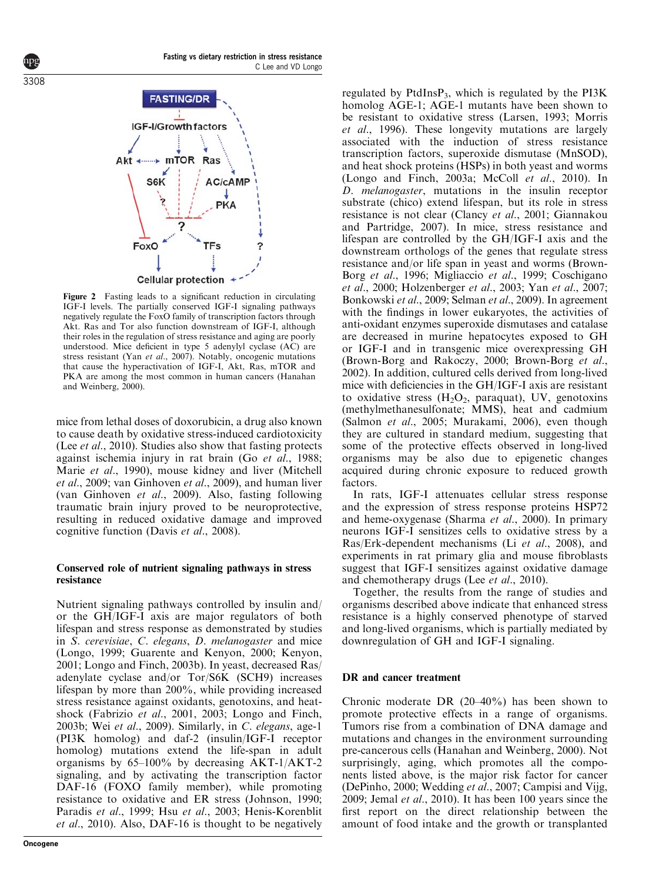**Figure 2** Fasting leads to a significant reduction in circulating IGF-I levels. The partially conserved IGF-I signaling pathways negatively regulate the FoxO family of transcription factors through Akt. Ras and Tor also function downstream of IGF-I, although their roles in the regulation of stress resistance and aging are poorly understood. Mice deficient in type 5 adenylyl cyclase (AC) are stress resistant (Yan *et al*., 2007). Notably, oncogenic mutations that cause the hyperactivation of IGF-I, Akt, Ras, mTOR and PKA are among the most common in human cancers (Hanahan and Weinberg, 2000).

mice from lethal doses of doxorubicin, a drug also known to cause death by oxidative stress-induced cardiotoxicity (Lee *et al*., 2010). Studies also show that fasting protects against ischemia injury in rat brain (Go *et al*., 1988; Marie *et al*., 1990), mouse kidney and liver (Mitchell *et al*., 2009; van Ginhoven *et al*., 2009), and human liver (van Ginhoven *et al*., 2009). Also, fasting following traumatic brain injury proved to be neuroprotective, resulting in reduced oxidative damage and improved cognitive function (Davis *et al*., 2008).

## Conserved role of nutrient signaling pathways in stress resistance

Nutrient signaling pathways controlled by insulin and/or the GH/IGF-I axis are major regulators of both lifespan and stress response as demonstrated by studies in *S. cerevisiae*, *C. elegans*, *D. melanogaster* and mice (Longo, 1999; Guarente and Kenyon, 2000; Kenyon, 2001; Longo and Finch, 2003b). In yeast, decreased Ras/adenylate cyclase and/or Tor/S6K (SCH9) increases lifespan by more than 200%, while providing increased stress resistance against oxidants, genotoxins, and heat-shock (Fabrizio *et al*., 2001, 2003; Longo and Finch, 2003b; Wei *et al*., 2009). Similarly, in *C. elegans*, age-1 (PI3K homolog) and daf-2 (insulin/IGF-I receptor homolog) mutations extend the life-span in adult organisms by 65–100% by decreasing AKT-1/AKT-2 signaling, and by activating the transcription factor DAF-16 (FOXO family member), while promoting resistance to oxidative and ER stress (Johnson, 1990; Paradis *et al*., 1999; Hsu *et al*., 2003; Henis-Korenblit *et al*., 2010). Also, DAF-16 is thought to be negatively regulated by PtdInsP$_3$, which is regulated by the PI3K homolog AGE-1; AGE-1 mutants have been shown to be resistant to oxidative stress (Larsen, 1993; Morris *et al*., 1996). These longevity mutations are largely associated with the induction of stress resistance transcription factors, superoxide dismutase (MnSOD), and heat shock proteins (HSPs) in both yeast and worms (Longo and Finch, 2003a; McColl *et al*., 2010). In *D. melanogaster*, mutations in the insulin receptor substrate (chico) extend lifespan, but its role in stress resistance is not clear (Clancy *et al*., 2001; Giannakou and Partridge, 2007). In mice, stress resistance and lifespan are controlled by the GH/IGF-I axis and the downstream orthologs of the genes that regulate stress resistance and/or life span in yeast and worms (Brown-Borg *et al*., 1996; Migliaccio *et al*., 1999; Coschigano *et al*., 2000; Holzenberger *et al*., 2003; Yan *et al*., 2007; Bonkowski *et al*., 2009; Selman *et al*., 2009). In agreement with the findings in lower eukaryotes, the activities of anti-oxidant enzymes superoxide dismutases and catalase are decreased in murine hepatocytes exposed to GH or IGF-I and in transgenic mice overexpressing GH (Brown-Borg and Rakoczy, 2000; Brown-Borg *et al*., 2002). In addition, cultured cells derived from long-lived mice with deficiencies in the GH/IGF-I axis are resistant to oxidative stress ($H_2O_2$, paraquat), UV, genotoxins (methylmethanesulfonate; MMS), heat and cadmium (Salmon *et al*., 2005; Murakami, 2006), even though they are cultured in standard medium, suggesting that some of the protective effects observed in long-lived organisms may be also due to epigenetic changes acquired during chronic exposure to reduced growth factors.

In rats, IGF-I attenuates cellular stress response and the expression of stress response proteins HSP72 and heme-oxygenase (Sharma *et al*., 2000). In primary neurons IGF-I sensitizes cells to oxidative stress by a Ras/Erk-dependent mechanisms (Li *et al*., 2008), and experiments in rat primary glia and mouse fibroblasts suggest that IGF-I sensitizes against oxidative damage and chemotherapy drugs (Lee *et al*., 2010).

Together, the results from the range of studies and organisms described above indicate that enhanced stress resistance is a highly conserved phenotype of starved and long-lived organisms, which is partially mediated by downregulation of GH and IGF-I signaling.

## DR and cancer treatment

Chronic moderate DR (20–40%) has been shown to promote protective effects in a range of organisms. Tumors rise from a combination of DNA damage and mutations and changes in the environment surrounding pre-cancerous cells (Hanahan and Weinberg, 2000). Not surprisingly, aging, which promotes all the components listed above, is the major risk factor for cancer (DePinho, 2000; Wedding *et al*., 2007; Campisi and Vijg, 2009; Jemal *et al*., 2010). It has been 100 years since the first report on the direct relationship between the amount of food intake and the growth or transplanted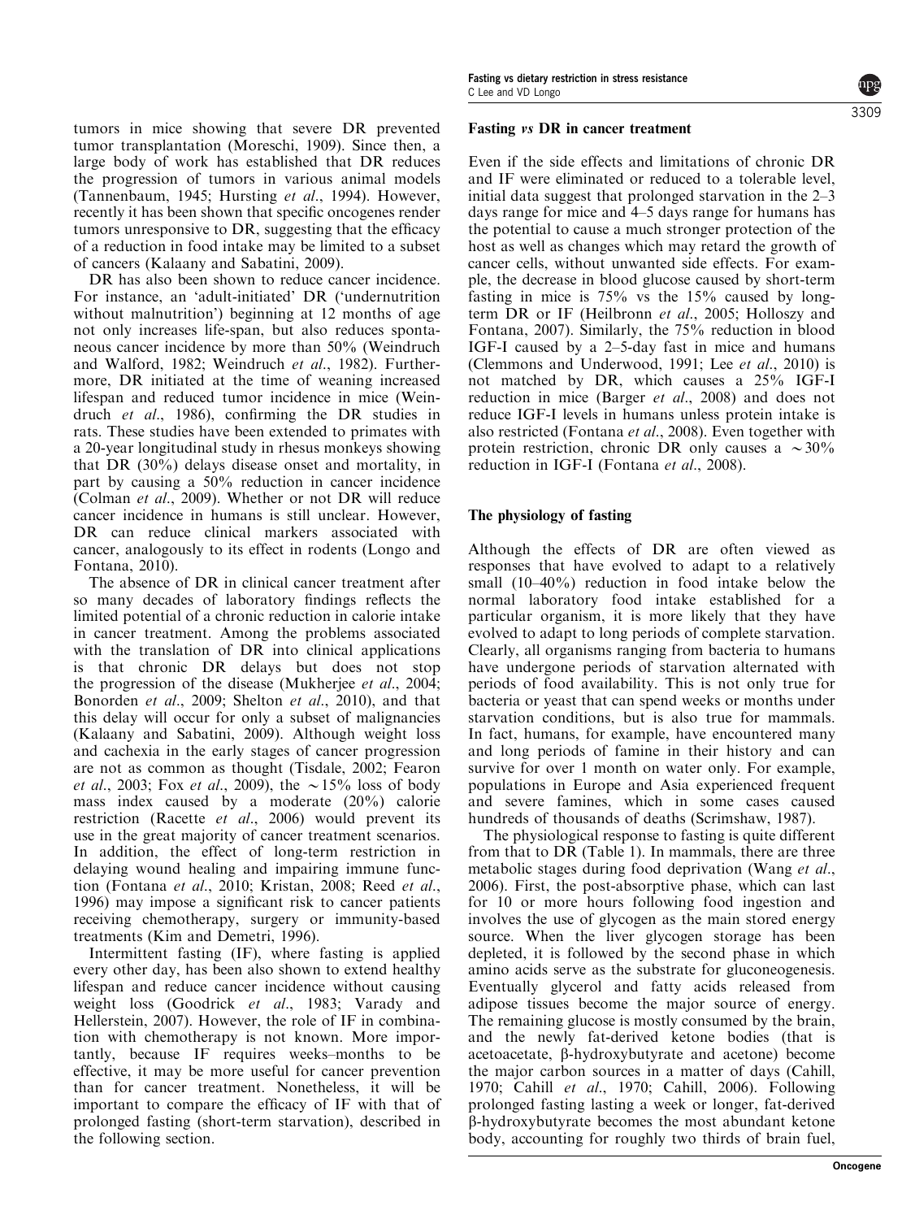tumors in mice showing that severe DR prevented tumor transplantation (Moreschi, 1909). Since then, a large body of work has established that DR reduces the progression of tumors in various animal models (Tannenbaum, 1945; Hursting *et al*., 1994). However, recently it has been shown that specific oncogenes render tumors unresponsive to DR, suggesting that the efficacy of a reduction in food intake may be limited to a subset of cancers (Kalaany and Sabatini, 2009).

DR has also been shown to reduce cancer incidence. For instance, an 'adult-initiated' DR ('undernutrition without malnutrition') beginning at 12 months of age not only increases life-span, but also reduces spontaneous cancer incidence by more than 50% (Weindruch and Walford, 1982; Weindruch *et al*., 1982). Furthermore, DR initiated at the time of weaning increased lifespan and reduced tumor incidence in mice (Weindruch *et al*., 1986), confirming the DR studies in rats. These studies have been extended to primates with a 20-year longitudinal study in rhesus monkeys showing that DR (30%) delays disease onset and mortality, in part by causing a 50% reduction in cancer incidence (Colman *et al*., 2009). Whether or not DR will reduce cancer incidence in humans is still unclear. However, DR can reduce clinical markers associated with cancer, analogously to its effect in rodents (Longo and Fontana, 2010).

The absence of DR in clinical cancer treatment after so many decades of laboratory findings reflects the limited potential of a chronic reduction in calorie intake in cancer treatment. Among the problems associated with the translation of DR into clinical applications is that chronic DR delays but does not stop the progression of the disease (Mukherjee *et al*., 2004; Bonorden *et al*., 2009; Shelton *et al*., 2010), and that this delay will occur for only a subset of malignancies (Kalaany and Sabatini, 2009). Although weight loss and cachexia in the early stages of cancer progression are not as common as thought (Tisdale, 2002; Fearon *et al*., 2003; Fox *et al*., 2009), the ~15% loss of body mass index caused by a moderate (20%) calorie restriction (Racette *et al*., 2006) would prevent its use in the great majority of cancer treatment scenarios. In addition, the effect of long-term restriction in delaying wound healing and impairing immune function (Fontana *et al*., 2010; Kristan, 2008; Reed *et al*., 1996) may impose a significant risk to cancer patients receiving chemotherapy, surgery or immunity-based treatments (Kim and Demetri, 1996).

Intermittent fasting (IF), where fasting is applied every other day, has been also shown to extend healthy lifespan and reduce cancer incidence without causing weight loss (Goodrick *et al*., 1983; Varady and Hellerstein, 2007). However, the role of IF in combination with chemotherapy is not known. More importantly, because IF requires weeks–months to be effective, it may be more useful for cancer prevention than for cancer treatment. Nonetheless, it will be important to compare the efficacy of IF with that of prolonged fasting (short-term starvation), described in the following section.

## Fasting *vs* DR in cancer treatment

Even if the side effects and limitations of chronic DR and IF were eliminated or reduced to a tolerable level, initial data suggest that prolonged starvation in the 2–3 days range for mice and 4–5 days range for humans has the potential to cause a much stronger protection of the host as well as changes which may retard the growth of cancer cells, without unwanted side effects. For example, the decrease in blood glucose caused by short-term fasting in mice is 75% vs the 15% caused by long-term DR or IF (Heilbronn *et al*., 2005; Holloszy and Fontana, 2007). Similarly, the 75% reduction in blood IGF-I caused by a 2–5-day fast in mice and humans (Clemmons and Underwood, 1991; Lee *et al*., 2010) is not matched by DR, which causes a 25% IGF-I reduction in mice (Barger *et al*., 2008) and does not reduce IGF-I levels in humans unless protein intake is also restricted (Fontana *et al*., 2008). Even together with protein restriction, chronic DR only causes a ~30% reduction in IGF-I (Fontana *et al*., 2008).

## The physiology of fasting

Although the effects of DR are often viewed as responses that have evolved to adapt to a relatively small (10–40%) reduction in food intake below the normal laboratory food intake established for a particular organism, it is more likely that they have evolved to adapt to long periods of complete starvation. Clearly, all organisms ranging from bacteria to humans have undergone periods of starvation alternated with periods of food availability. This is not only true for bacteria or yeast that can spend weeks or months under starvation conditions, but is also true for mammals. In fact, humans, for example, have encountered many and long periods of famine in their history and can survive for over 1 month on water only. For example, populations in Europe and Asia experienced frequent and severe famines, which in some cases caused hundreds of thousands of deaths (Scrimshaw, 1987).

The physiological response to fasting is quite different from that to DR (Table 1). In mammals, there are three metabolic stages during food deprivation (Wang *et al*., 2006). First, the post-absorptive phase, which can last for 10 or more hours following food ingestion and involves the use of glycogen as the main stored energy source. When the liver glycogen storage has been depleted, it is followed by the second phase in which amino acids serve as the substrate for gluconeogenesis. Eventually glycerol and fatty acids released from adipose tissues become the major source of energy. The remaining glucose is mostly consumed by the brain, and the newly fat-derived ketone bodies (that is acetoacetate, β-hydroxybutyrate and acetone) become the major carbon sources in a matter of days (Cahill, 1970; Cahill *et al*., 1970; Cahill, 2006). Following prolonged fasting lasting a week or longer, fat-derived β-hydroxybutyrate becomes the most abundant ketone body, accounting for roughly two thirds of brain fuel,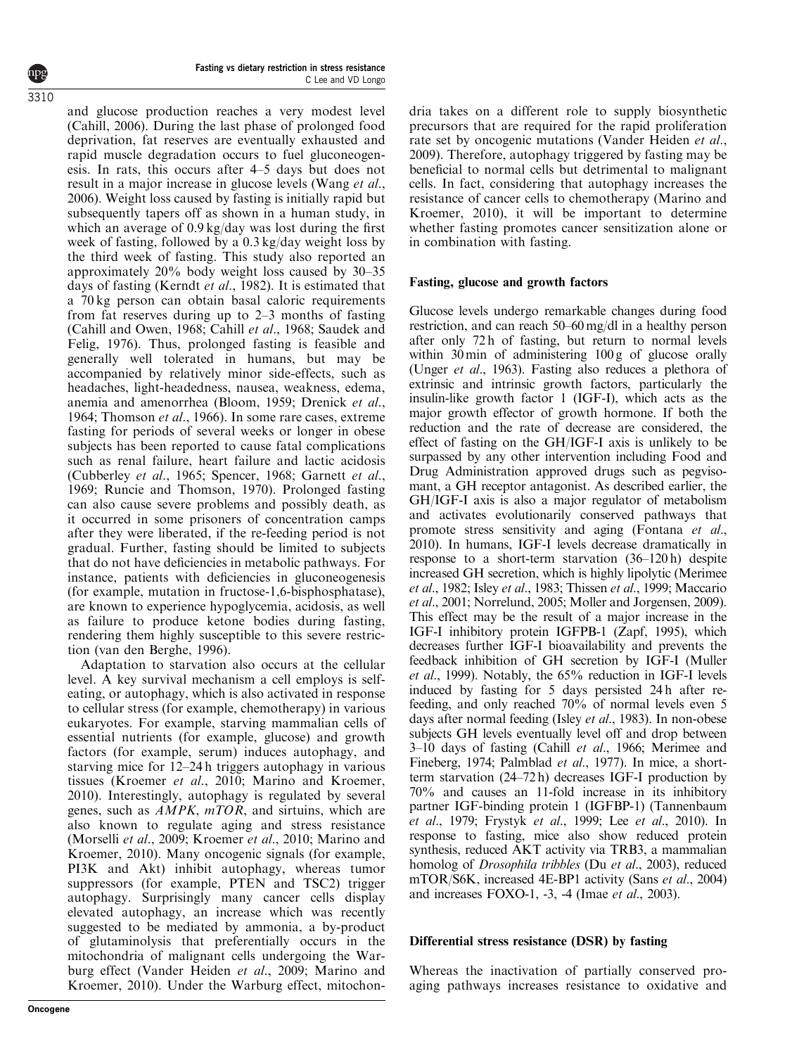and glucose production reaches a very modest level (Cahill, 2006). During the last phase of prolonged food deprivation, fat reserves are eventually exhausted and rapid muscle degradation occurs to fuel gluconeogenesis. In rats, this occurs after 4–5 days but does not result in a major increase in glucose levels (Wang *et al*., 2006). Weight loss caused by fasting is initially rapid but subsequently tapers off as shown in a human study, in which an average of 0.9 kg/day was lost during the first week of fasting, followed by a 0.3 kg/day weight loss by the third week of fasting. This study also reported an approximately 20% body weight loss caused by 30–35 days of fasting (Kerndt *et al*., 1982). It is estimated that a 70 kg person can obtain basal caloric requirements from fat reserves during up to 2–3 months of fasting (Cahill and Owen, 1968; Cahill *et al*., 1968; Saudek and Felig, 1976). Thus, prolonged fasting is feasible and generally well tolerated in humans, but may be accompanied by relatively minor side-effects, such as headaches, light-headedness, nausea, weakness, edema, anemia and amenorrhea (Bloom, 1959; Drenick *et al*., 1964; Thomson *et al*., 1966). In some rare cases, extreme fasting for periods of several weeks or longer in obese subjects has been reported to cause fatal complications such as renal failure, heart failure and lactic acidosis (Cubberley *et al*., 1965; Spencer, 1968; Garnett *et al*., 1969; Runcie and Thomson, 1970). Prolonged fasting can also cause severe problems and possibly death, as it occurred in some prisoners of concentration camps after they were liberated, if the re-feeding period is not gradual. Further, fasting should be limited to subjects that do not have deficiencies in metabolic pathways. For instance, patients with deficiencies in gluconeogenesis (for example, mutation in fructose-1,6-bisphosphatase), are known to experience hypoglycemia, acidosis, as well as failure to produce ketone bodies during fasting, rendering them highly susceptible to this severe restriction (van den Berghe, 1996).

Adaptation to starvation also occurs at the cellular level. A key survival mechanism a cell employs is self-eating, or autophagy, which is also activated in response to cellular stress (for example, chemotherapy) in various eukaryotes. For example, starving mammalian cells of essential nutrients (for example, glucose) and growth factors (for example, serum) induces autophagy, and starving mice for 12–24 h triggers autophagy in various tissues (Kroemer *et al*., 2010; Marino and Kroemer, 2010). Interestingly, autophagy is regulated by several genes, such as *AMPK*, *mTOR*, and sirtuins, which are also known to regulate aging and stress resistance (Morselli *et al*., 2009; Kroemer *et al*., 2010; Marino and Kroemer, 2010). Many oncogenic signals (for example, PI3K and Akt) inhibit autophagy, whereas tumor suppressors (for example, PTEN and TSC2) trigger autophagy. Surprisingly many cancer cells display elevated autophagy, an increase which was recently suggested to be mediated by ammonia, a by-product of glutaminolysis that preferentially occurs in the mitochondria of malignant cells undergoing the Warburg effect (Vander Heiden *et al*., 2009; Marino and Kroemer, 2010). Under the Warburg effect, mitochondria takes on a different role to supply biosynthetic precursors that are required for the rapid proliferation rate set by oncogenic mutations (Vander Heiden *et al*., 2009). Therefore, autophagy triggered by fasting may be beneficial to normal cells but detrimental to malignant cells. In fact, considering that autophagy increases the resistance of cancer cells to chemotherapy (Marino and Kroemer, 2010), it will be important to determine whether fasting promotes cancer sensitization alone or in combination with fasting.

## Fasting, glucose and growth factors

Glucose levels undergo remarkable changes during food restriction, and can reach 50–60 mg/dl in a healthy person after only 72 h of fasting, but return to normal levels within 30 min of administering 100 g of glucose orally (Unger *et al*., 1963). Fasting also reduces a plethora of extrinsic and intrinsic growth factors, particularly the insulin-like growth factor 1 (IGF-I), which acts as the major growth effector of growth hormone. If both the reduction and the rate of decrease are considered, the effect of fasting on the GH/IGF-I axis is unlikely to be surpassed by any other intervention including Food and Drug Administration approved drugs such as pegvisomant, a GH receptor antagonist. As described earlier, the GH/IGF-I axis is also a major regulator of metabolism and activates evolutionarily conserved pathways that promote stress sensitivity and aging (Fontana *et al*., 2010). In humans, IGF-I levels decrease dramatically in response to a short-term starvation (36–120 h) despite increased GH secretion, which is highly lipolytic (Merimee *et al*., 1982; Isley *et al*., 1983; Thissen *et al*., 1999; Maccario *et al*., 2001; Norrelund, 2005; Moller and Jorgensen, 2009). This effect may be the result of a major increase in the IGF-I inhibitory protein IGFPB-1 (Zapf, 1995), which decreases further IGF-I bioavailability and prevents the feedback inhibition of GH secretion by IGF-I (Muller *et al*., 1999). Notably, the 65% reduction in IGF-I levels induced by fasting for 5 days persisted 24 h after re-feeding, and only reached 70% of normal levels even 5 days after normal feeding (Isley *et al*., 1983). In non-obese subjects GH levels eventually level off and drop between 3–10 days of fasting (Cahill *et al*., 1966; Merimee and Fineberg, 1974; Palmblad *et al*., 1977). In mice, a short-term starvation (24–72 h) decreases IGF-I production by 70% and causes an 11-fold increase in its inhibitory partner IGF-binding protein 1 (IGFBP-1) (Tannenbaum *et al*., 1979; Frystyk *et al*., 1999; Lee *et al*., 2010). In response to fasting, mice also show reduced protein synthesis, reduced AKT activity via TRB3, a mammalian homolog of *Drosophila tribbles* (Du *et al*., 2003), reduced mTOR/S6K, increased 4E-BP1 activity (Sans *et al*., 2004) and increases FOXO-1, -3, -4 (Imae *et al*., 2003).

## Differential stress resistance (DSR) by fasting

Whereas the inactivation of partially conserved pro-aging pathways increases resistance to oxidative and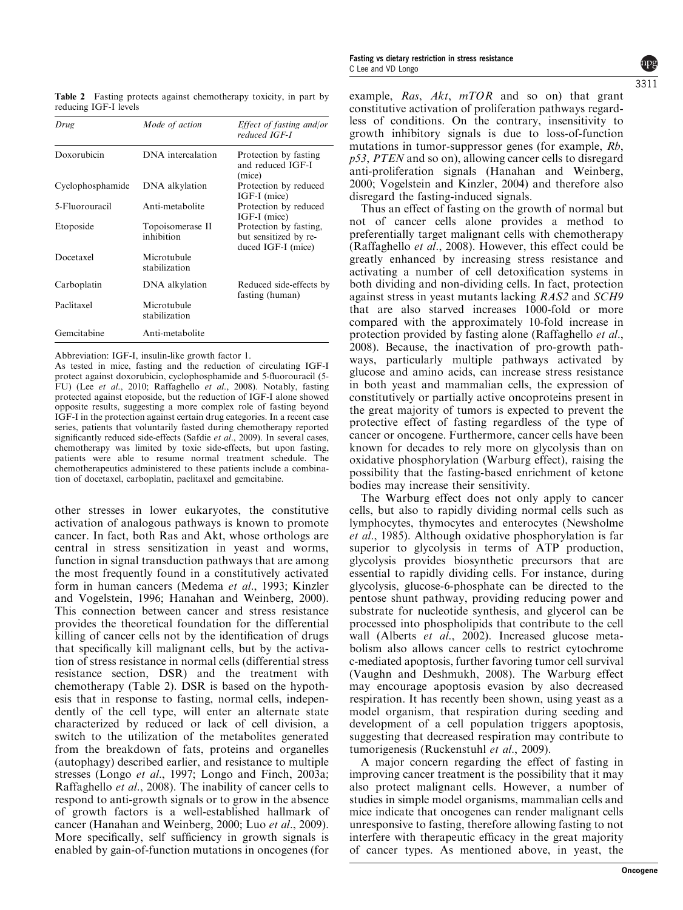**Table 2** Fasting protects against chemotherapy toxicity, in part by reducing IGF-I levels

| Drug | Mode of action | Effect of fasting and/or reduced IGF-I |
|---|---|---|
| Doxorubicin | DNA intercalation | Protection by fasting and reduced IGF-I (mice) |
| Cyclophosphamide | DNA alkylation | Protection by reduced IGF-I (mice) |
| 5-Fluorouracil | Anti-metabolite | Protection by reduced IGF-I (mice) |
| Etoposide | Topoisomerase II inhibition | Protection by fasting, but sensitized by re-duced IGF-I (mice) |
| Docetaxel | Microtubule stabilization | Reduced side-effects by fasting (human) |
| Carboplatin | DNA alkylation | |
| Paclitaxel | Microtubule stabilization | |
| Gemcitabine | Anti-metabolite | |

Abbreviation: IGF-I, insulin-like growth factor 1.

As tested in mice, fasting and the reduction of circulating IGF-I protect against doxorubicin, cyclophosphamide and 5-fluorouracil (5-FU) (Lee *et al.*, 2010; Raffaghello *et al.*, 2008). Notably, fasting protected against etoposide, but the reduction of IGF-I alone showed opposite results, suggesting a more complex role of fasting beyond IGF-I in the protection against certain drug categories. In a recent case series, patients that voluntarily fasted during chemotherapy reported significantly reduced side-effects (Safdie *et al.*, 2009). In several cases, chemotherapy was limited by toxic side-effects, but upon fasting, patients were able to resume normal treatment schedule. The chemotherapeutics administered to these patients include a combination of docetaxel, carboplatin, paclitaxel and gemcitabine.

other stresses in lower eukaryotes, the constitutive activation of analogous pathways is known to promote cancer. In fact, both Ras and Akt, whose orthologs are central in stress sensitization in yeast and worms, function in signal transduction pathways that are among the most frequently found in a constitutively activated form in human cancers (Medema *et al.*, 1993; Kinzler and Vogelstein, 1996; Hanahan and Weinberg, 2000). This connection between cancer and stress resistance provides the theoretical foundation for the differential killing of cancer cells not by the identification of drugs that specifically kill malignant cells, but by the activation of stress resistance in normal cells (differential stress resistance section, DSR) and the treatment with chemotherapy (Table 2). DSR is based on the hypothesis that in response to fasting, normal cells, independently of the cell type, will enter an alternate state characterized by reduced or lack of cell division, a switch to the utilization of the metabolites generated from the breakdown of fats, proteins and organelles (autophagy) described earlier, and resistance to multiple stresses (Longo *et al.*, 1997; Longo and Finch, 2003a; Raffaghello *et al.*, 2008). The inability of cancer cells to respond to anti-growth signals or to grow in the absence of growth factors is a well-established hallmark of cancer (Hanahan and Weinberg, 2000; Luo *et al.*, 2009). More specifically, self sufficiency in growth signals is enabled by gain-of-function mutations in oncogenes (for example, *Ras*, *Akt*, *mTOR* and so on) that grant constitutive activation of proliferation pathways regardless of conditions. On the contrary, insensitivity to growth inhibitory signals is due to loss-of-function mutations in tumor-suppressor genes (for example, *Rb*, *p53*, *PTEN* and so on), allowing cancer cells to disregard anti-proliferation signals (Hanahan and Weinberg, 2000; Vogelstein and Kinzler, 2004) and therefore also disregard the fasting-induced signals.

Thus an effect of fasting on the growth of normal but not of cancer cells alone provides a method to preferentially target malignant cells with chemotherapy (Raffaghello *et al.*, 2008). However, this effect could be greatly enhanced by increasing stress resistance and activating a number of cell detoxification systems in both dividing and non-dividing cells. In fact, protection against stress in yeast mutants lacking *RAS2* and *SCH9* that are also starved increases 1000-fold or more compared with the approximately 10-fold increase in protection provided by fasting alone (Raffaghello *et al.*, 2008). Because, the inactivation of pro-growth pathways, particularly multiple pathways activated by glucose and amino acids, can increase stress resistance in both yeast and mammalian cells, the expression of constitutively or partially active oncoproteins present in the great majority of tumors is expected to prevent the protective effect of fasting regardless of the type of cancer or oncogene. Furthermore, cancer cells have been known for decades to rely more on glycolysis than on oxidative phosphorylation (Warburg effect), raising the possibility that the fasting-based enrichment of ketone bodies may increase their sensitivity.

The Warburg effect does not only apply to cancer cells, but also to rapidly dividing normal cells such as lymphocytes, thymocytes and enterocytes (Newsholme *et al.*, 1985). Although oxidative phosphorylation is far superior to glycolysis in terms of ATP production, glycolysis provides biosynthetic precursors that are essential to rapidly dividing cells. For instance, during glycolysis, glucose-6-phosphate can be directed to the pentose shunt pathway, providing reducing power and substrate for nucleotide synthesis, and glycerol can be processed into phospholipids that contribute to the cell wall (Alberts *et al.*, 2002). Increased glucose metabolism also allows cancer cells to restrict cytochrome c-mediated apoptosis, further favoring tumor cell survival (Vaughn and Deshmukh, 2008). The Warburg effect may encourage apoptosis evasion by also decreased respiration. It has recently been shown, using yeast as a model organism, that respiration during seeding and development of a cell population triggers apoptosis, suggesting that decreased respiration may contribute to tumorigenesis (Ruckenstuhl *et al.*, 2009).

A major concern regarding the effect of fasting in improving cancer treatment is the possibility that it may also protect malignant cells. However, a number of studies in simple model organisms, mammalian cells and mice indicate that oncogenes can render malignant cells unresponsive to fasting, therefore allowing fasting to not interfere with therapeutic efficacy in the great majority of cancer types. As mentioned above, in yeast, the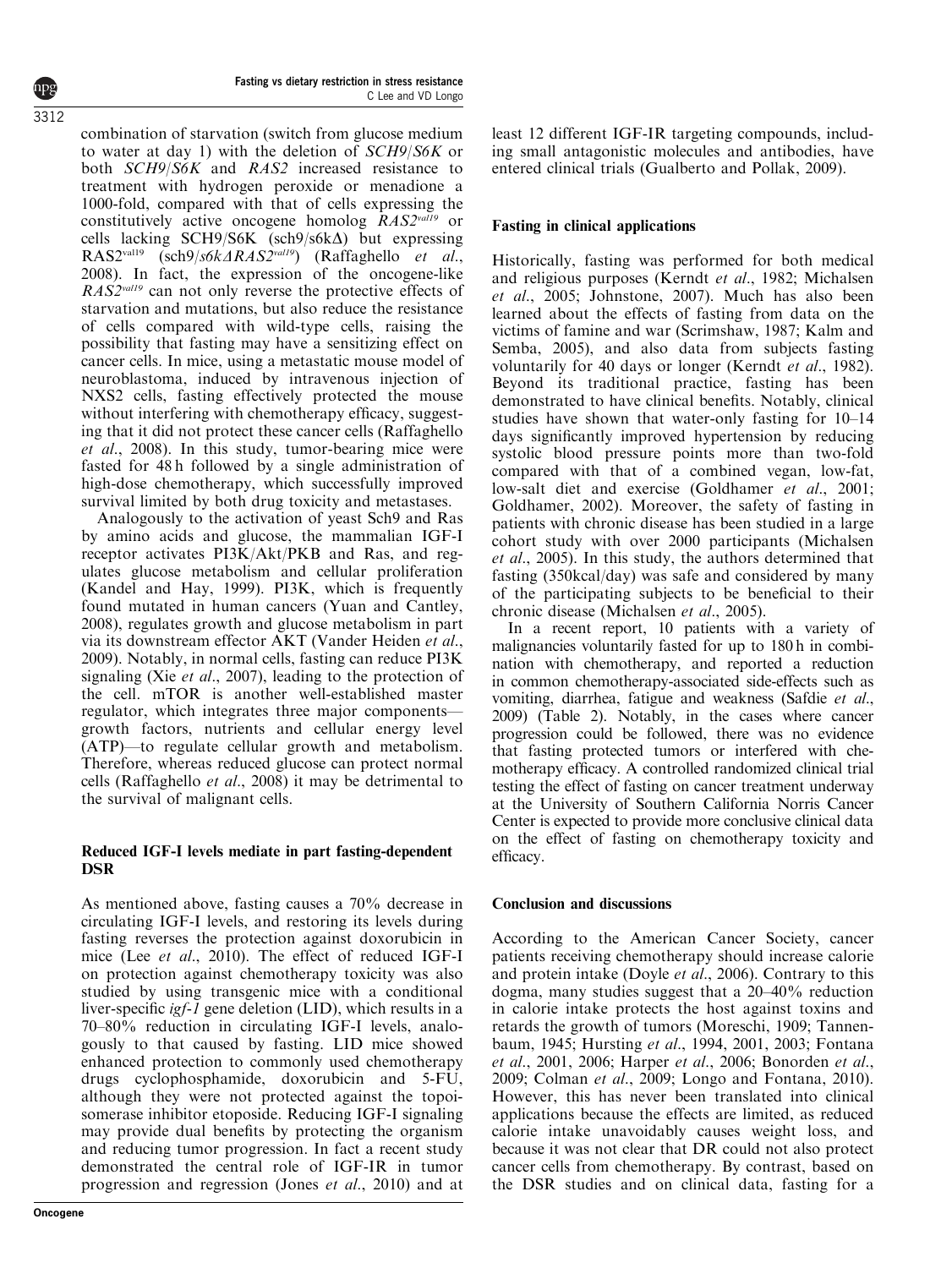combination of starvation (switch from glucose medium to water at day 1) with the deletion of *SCH9/S6K* or both *SCH9/S6K* and *RAS2* increased resistance to treatment with hydrogen peroxide or menadione a 1000-fold, compared with that of cells expressing the constitutively active oncogene homolog $RAS2^{val19}$ or cells lacking SCH9/S6K (sch9/s6kΔ) but expressing $RAS2^{val19}$ (sch9/$s6k\Delta RAS2^{val19}$) (Raffaghello *et al*., 2008). In fact, the expression of the oncogene-like $RAS2^{val19}$ can not only reverse the protective effects of starvation and mutations, but also reduce the resistance of cells compared with wild-type cells, raising the possibility that fasting may have a sensitizing effect on cancer cells. In mice, using a metastatic mouse model of neuroblastoma, induced by intravenous injection of NXS2 cells, fasting effectively protected the mouse without interfering with chemotherapy efficacy, suggesting that it did not protect these cancer cells (Raffaghello *et al*., 2008). In this study, tumor-bearing mice were fasted for 48 h followed by a single administration of high-dose chemotherapy, which successfully improved survival limited by both drug toxicity and metastases.

Analogously to the activation of yeast Sch9 and Ras by amino acids and glucose, the mammalian IGF-I receptor activates PI3K/Akt/PKB and Ras, and regulates glucose metabolism and cellular proliferation (Kandel and Hay, 1999). PI3K, which is frequently found mutated in human cancers (Yuan and Cantley, 2008), regulates growth and glucose metabolism in part via its downstream effector AKT (Vander Heiden *et al*., 2009). Notably, in normal cells, fasting can reduce PI3K signaling (Xie *et al*., 2007), leading to the protection of the cell. mTOR is another well-established master regulator, which integrates three major components—growth factors, nutrients and cellular energy level (ATP)—to regulate cellular growth and metabolism. Therefore, whereas reduced glucose can protect normal cells (Raffaghello *et al*., 2008) it may be detrimental to the survival of malignant cells.

### Reduced IGF-I levels mediate in part fasting-dependent DSR

As mentioned above, fasting causes a 70% decrease in circulating IGF-I levels, and restoring its levels during fasting reverses the protection against doxorubicin in mice (Lee *et al*., 2010). The effect of reduced IGF-I on protection against chemotherapy toxicity was also studied by using transgenic mice with a conditional liver-specific *igf-1* gene deletion (LID), which results in a 70–80% reduction in circulating IGF-I levels, analogously to that caused by fasting. LID mice showed enhanced protection to commonly used chemotherapy drugs cyclophosphamide, doxorubicin and 5-FU, although they were not protected against the topoisomerase inhibitor etoposide. Reducing IGF-I signaling may provide dual benefits by protecting the organism and reducing tumor progression. In fact a recent study demonstrated the central role of IGF-IR in tumor progression and regression (Jones *et al*., 2010) and at least 12 different IGF-IR targeting compounds, including small antagonistic molecules and antibodies, have entered clinical trials (Gualberto and Pollak, 2009).

### Fasting in clinical applications

Historically, fasting was performed for both medical and religious purposes (Kerndt *et al*., 1982; Michalsen *et al*., 2005; Johnstone, 2007). Much has also been learned about the effects of fasting from data on the victims of famine and war (Scrimshaw, 1987; Kalm and Semba, 2005), and also data from subjects fasting voluntarily for 40 days or longer (Kerndt *et al*., 1982). Beyond its traditional practice, fasting has been demonstrated to have clinical benefits. Notably, clinical studies have shown that water-only fasting for 10–14 days significantly improved hypertension by reducing systolic blood pressure points more than two-fold compared with that of a combined vegan, low-fat, low-salt diet and exercise (Goldhamer *et al*., 2001; Goldhamer, 2002). Moreover, the safety of fasting in patients with chronic disease has been studied in a large cohort study with over 2000 participants (Michalsen *et al*., 2005). In this study, the authors determined that fasting (350kcal/day) was safe and considered by many of the participating subjects to be beneficial to their chronic disease (Michalsen *et al*., 2005).

In a recent report, 10 patients with a variety of malignancies voluntarily fasted for up to 180 h in combination with chemotherapy, and reported a reduction in common chemotherapy-associated side-effects such as vomiting, diarrhea, fatigue and weakness (Safdie *et al*., 2009) (Table 2). Notably, in the cases where cancer progression could be followed, there was no evidence that fasting protected tumors or interfered with chemotherapy efficacy. A controlled randomized clinical trial testing the effect of fasting on cancer treatment underway at the University of Southern California Norris Cancer Center is expected to provide more conclusive clinical data on the effect of fasting on chemotherapy toxicity and efficacy.

### Conclusion and discussions

According to the American Cancer Society, cancer patients receiving chemotherapy should increase calorie and protein intake (Doyle *et al*., 2006). Contrary to this dogma, many studies suggest that a 20–40% reduction in calorie intake protects the host against toxins and retards the growth of tumors (Moreschi, 1909; Tannenbaum, 1945; Hursting *et al*., 1994, 2001, 2003; Fontana *et al*., 2001, 2006; Harper *et al*., 2006; Bonorden *et al*., 2009; Colman *et al*., 2009; Longo and Fontana, 2010). However, this has never been translated into clinical applications because the effects are limited, as reduced calorie intake unavoidably causes weight loss, and because it was not clear that DR could not also protect cancer cells from chemotherapy. By contrast, based on the DSR studies and on clinical data, fasting for a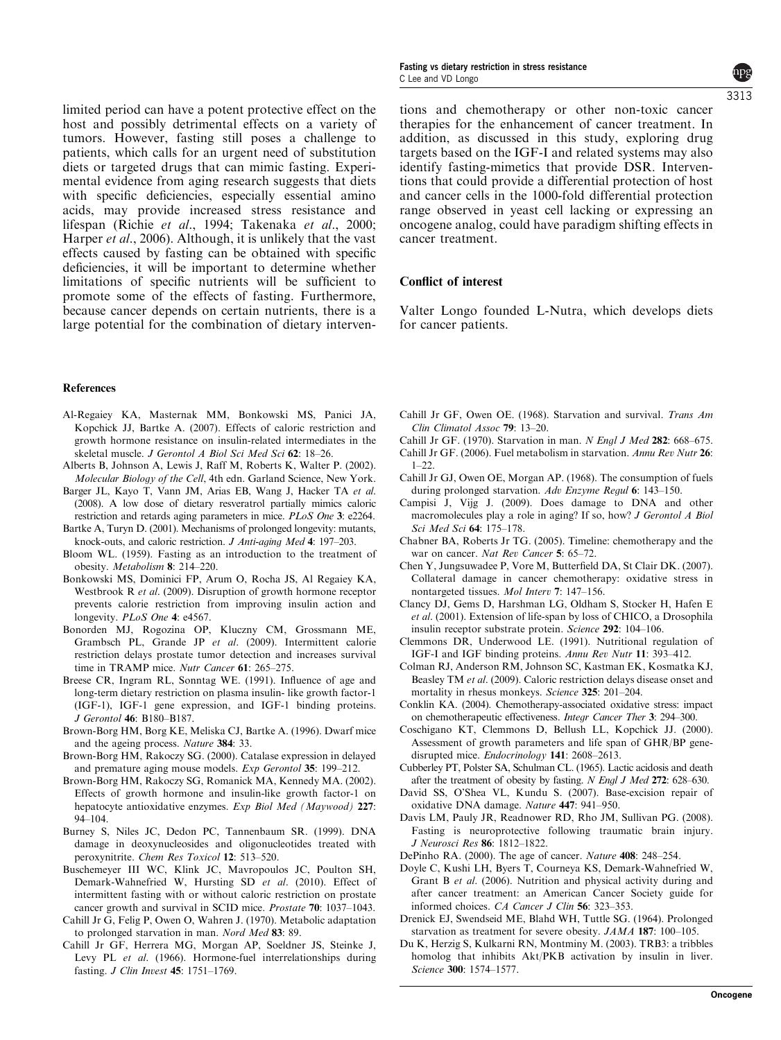limited period can have a potent protective effect on the host and possibly detrimental effects on a variety of tumors. However, fasting still poses a challenge to patients, which calls for an urgent need of substitution diets or targeted drugs that can mimic fasting. Experimental evidence from aging research suggests that diets with specific deficiencies, especially essential amino acids, may provide increased stress resistance and lifespan (Richie *et al*., 1994; Takenaka *et al*., 2000; Harper *et al*., 2006). Although, it is unlikely that the vast effects caused by fasting can be obtained with specific deficiencies, it will be important to determine whether limitations of specific nutrients will be sufficient to promote some of the effects of fasting. Furthermore, because cancer depends on certain nutrients, there is a large potential for the combination of dietary interventions and chemotherapy or other non-toxic cancer therapies for the enhancement of cancer treatment. In addition, as discussed in this study, exploring drug targets based on the IGF-I and related systems may also identify fasting-mimetics that provide DSR. Interventions that could provide a differential protection of host and cancer cells in the 1000-fold differential protection range observed in yeast cell lacking or expressing an oncogene analog, could have paradigm shifting effects in cancer treatment.

## Conflict of interest

Valter Longo founded L-Nutra, which develops diets for cancer patients.

## References

Al-Regaiey KA, Masternak MM, Bonkowski MS, Panici JA, Kopchick JJ, Bartke A. (2007). Effects of caloric restriction and growth hormone resistance on insulin-related intermediates in the skeletal muscle. *J Gerontol A Biol Sci Med Sci* **62**: 18–26.

Alberts B, Johnson A, Lewis J, Raff M, Roberts K, Walter P. (2002). *Molecular Biology of the Cell*, 4th edn. Garland Science, New York.

Barger JL, Kayo T, Vann JM, Arias EB, Wang J, Hacker TA *et al*. (2008). A low dose of dietary resveratrol partially mimics caloric restriction and retards aging parameters in mice. *PLoS One* **3**: e2264.

Bartke A, Turyn D. (2001). Mechanisms of prolonged longevity: mutants, knock-outs, and caloric restriction. *J Anti-aging Med* **4**: 197–203.

Bloom WL. (1959). Fasting as an introduction to the treatment of obesity. *Metabolism* **8**: 214–220.

Bonkowski MS, Dominici FP, Arum O, Rocha JS, Al Regaiey KA, Westbrook R *et al*. (2009). Disruption of growth hormone receptor prevents calorie restriction from improving insulin action and longevity. *PLoS One* **4**: e4567.

Bonorden MJ, Rogozina OP, Kluczny CM, Grossmann ME, Grambsch PL, Grande JP *et al*. (2009). Intermittent calorie restriction delays prostate tumor detection and increases survival time in TRAMP mice. *Nutr Cancer* **61**: 265–275.

Breese CR, Ingram RL, Sonntag WE. (1991). Influence of age and long-term dietary restriction on plasma insulin- like growth factor-1 (IGF-1), IGF-1 gene expression, and IGF-1 binding proteins. *J Gerontol* **46**: B180–B187.

Brown-Borg HM, Borg KE, Meliska CJ, Bartke A. (1996). Dwarf mice and the ageing process. *Nature* **384**: 33.

Brown-Borg HM, Rakoczy SG. (2000). Catalase expression in delayed and premature aging mouse models. *Exp Gerontol* **35**: 199–212.

Brown-Borg HM, Rakoczy SG, Romanick MA, Kennedy MA. (2002). Effects of growth hormone and insulin-like growth factor-1 on hepatocyte antioxidative enzymes. *Exp Biol Med (Maywood)* **227**: 94–104.

Burney S, Niles JC, Dedon PC, Tannenbaum SR. (1999). DNA damage in deoxynucleosides and oligonucleotides treated with peroxynitrite. *Chem Res Toxicol* **12**: 513–520.

Buschemeyer III WC, Klink JC, Mavropoulos JC, Poulton SH, Demark-Wahnefried W, Hursting SD *et al*. (2010). Effect of intermittent fasting with or without caloric restriction on prostate cancer growth and survival in SCID mice. *Prostate* **70**: 1037–1043.

Cahill Jr GF, Felig P, Owen O, Wahren J. (1970). Metabolic adaptation to prolonged starvation in man. *Nord Med* **83**: 89.

Cahill Jr GF, Herrera MG, Morgan AP, Soeldner JS, Steinke J, Levy PL *et al*. (1966). Hormone-fuel interrelationships during fasting. *J Clin Invest* **45**: 1751–1769.

Cahill Jr GF, Owen OE. (1968). Starvation and survival. *Trans Am Clin Climatol Assoc* **79**: 13–20.

Cahill Jr GF. (1970). Starvation in man. *N Engl J Med* **282**: 668–675.

Cahill Jr GF. (2006). Fuel metabolism in starvation. *Annu Rev Nutr* **26**: 1–22.

Cahill Jr GJ, Owen OE, Morgan AP. (1968). The consumption of fuels during prolonged starvation. *Adv Enzyme Regul* **6**: 143–150.

Campisi J, Vijg J. (2009). Does damage to DNA and other macromolecules play a role in aging? If so, how? *J Gerontol A Biol Sci Med Sci* **64**: 175–178.

Chabner BA, Roberts Jr TG. (2005). Timeline: chemotherapy and the war on cancer. *Nat Rev Cancer* **5**: 65–72.

Chen Y, Jungsuwadee P, Vore M, Butterfield DA, St Clair DK. (2007). Collateral damage in cancer chemotherapy: oxidative stress in nontargeted tissues. *Mol Interv* **7**: 147–156.

Clancy DJ, Gems D, Harshman LG, Oldham S, Stocker H, Hafen E *et al*. (2001). Extension of life-span by loss of CHICO, a Drosophila insulin receptor substrate protein. *Science* **292**: 104–106.

Clemmons DR, Underwood LE. (1991). Nutritional regulation of IGF-I and IGF binding proteins. *Annu Rev Nutr* **11**: 393–412.

Colman RJ, Anderson RM, Johnson SC, Kastman EK, Kosmatka KJ, Beasley TM *et al*. (2009). Caloric restriction delays disease onset and mortality in rhesus monkeys. *Science* **325**: 201–204.

Conklin KA. (2004). Chemotherapy-associated oxidative stress: impact on chemotherapeutic effectiveness. *Integr Cancer Ther* **3**: 294–300.

Coschigano KT, Clemmons D, Bellush LL, Kopchick JJ. (2000). Assessment of growth parameters and life span of GHR/BP gene-disrupted mice. *Endocrinology* **141**: 2608–2613.

Cubberley PT, Polster SA, Schulman CL. (1965). Lactic acidosis and death after the treatment of obesity by fasting. *N Engl J Med* **272**: 628–630.

David SS, O'Shea VL, Kundu S. (2007). Base-excision repair of oxidative DNA damage. *Nature* **447**: 941–950.

Davis LM, Pauly JR, Readnower RD, Rho JM, Sullivan PG. (2008). Fasting is neuroprotective following traumatic brain injury. *J Neurosci Res* **86**: 1812–1822.

DePinho RA. (2000). The age of cancer. *Nature* **408**: 248–254.

Doyle C, Kushi LH, Byers T, Courneya KS, Demark-Wahnefried W, Grant B *et al*. (2006). Nutrition and physical activity during and after cancer treatment: an American Cancer Society guide for informed choices. *CA Cancer J Clin* **56**: 323–353.

Drenick EJ, Swendseid ME, Blahd WH, Tuttle SG. (1964). Prolonged starvation as treatment for severe obesity. *JAMA* **187**: 100–105.

Du K, Herzig S, Kulkarni RN, Montminy M. (2003). TRB3: a tribbles homolog that inhibits Akt/PKB activation by insulin in liver. *Science* **300**: 1574–1577.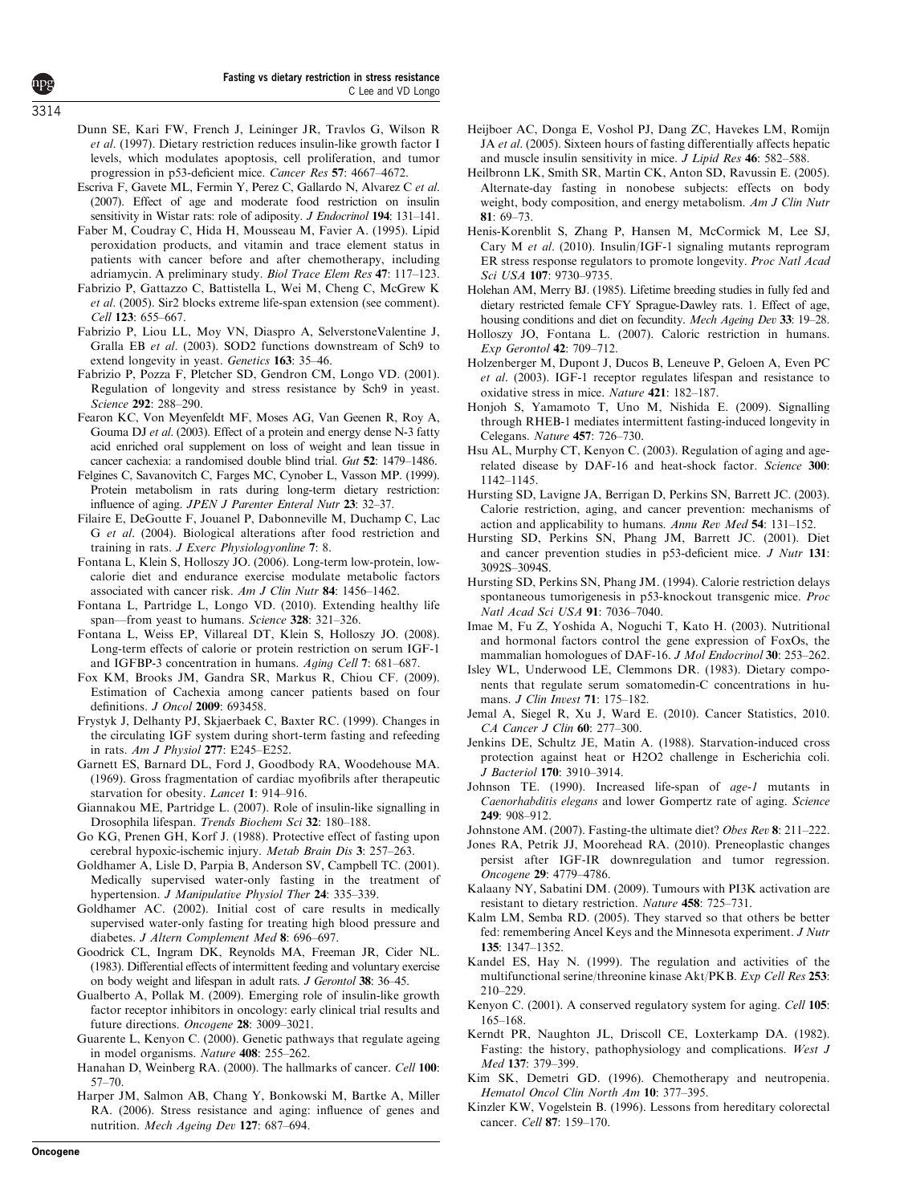Dunn SE, Kari FW, French J, Leininger JR, Travlos G, Wilson R *et al*. (1997). Dietary restriction reduces insulin-like growth factor I levels, which modulates apoptosis, cell proliferation, and tumor progression in p53-deficient mice. *Cancer Res* **57**: 4667–4672.

Escriva F, Gavete ML, Fermin Y, Perez C, Gallardo N, Alvarez C *et al*. (2007). Effect of age and moderate food restriction on insulin sensitivity in Wistar rats: role of adiposity. *J Endocrinol* **194**: 131–141.

Faber M, Coudray C, Hida H, Mousseau M, Favier A. (1995). Lipid peroxidation products, and vitamin and trace element status in patients with cancer before and after chemotherapy, including adriamycin. A preliminary study. *Biol Trace Elem Res* **47**: 117–123.

Fabrizio P, Gattazzo C, Battistella L, Wei M, Cheng C, McGrew K *et al*. (2005). Sir2 blocks extreme life-span extension (see comment). *Cell* **123**: 655–667.

Fabrizio P, Liou LL, Moy VN, Diaspro A, SelverstoneValentine J, Gralla EB *et al*. (2003). SOD2 functions downstream of Sch9 to extend longevity in yeast. *Genetics* **163**: 35–46.

Fabrizio P, Pozza F, Pletcher SD, Gendron CM, Longo VD. (2001). Regulation of longevity and stress resistance by Sch9 in yeast. *Science* **292**: 288–290.

Fearon KC, Von Meyenfeldt MF, Moses AG, Van Geenen R, Roy A, Gouma DJ *et al*. (2003). Effect of a protein and energy dense N-3 fatty acid enriched oral supplement on loss of weight and lean tissue in cancer cachexia: a randomised double blind trial. *Gut* **52**: 1479–1486.

Felgines C, Savanovitch C, Farges MC, Cynober L, Vasson MP. (1999). Protein metabolism in rats during long-term dietary restriction: influence of aging. *JPEN J Parenter Enteral Nutr* **23**: 32–37.

Filaire E, DeGoutte F, Jouanel P, Dabonneville M, Duchamp C, Lac G *et al*. (2004). Biological alterations after food restriction and training in rats. *J Exerc Physiologyonline* **7**: 8.

Fontana L, Klein S, Holloszy JO. (2006). Long-term low-protein, low-calorie diet and endurance exercise modulate metabolic factors associated with cancer risk. *Am J Clin Nutr* **84**: 1456–1462.

Fontana L, Partridge L, Longo VD. (2010). Extending healthy life span—from yeast to humans. *Science* **328**: 321–326.

Fontana L, Weiss EP, Villareal DT, Klein S, Holloszy JO. (2008). Long-term effects of calorie or protein restriction on serum IGF-1 and IGFBP-3 concentration in humans. *Aging Cell* **7**: 681–687.

Fox KM, Brooks JM, Gandra SR, Markus R, Chiou CF. (2009). Estimation of Cachexia among cancer patients based on four definitions. *J Oncol* **2009**: 693458.

Frystyk J, Delhanty PJ, Skjaerbaek C, Baxter RC. (1999). Changes in the circulating IGF system during short-term fasting and refeeding in rats. *Am J Physiol* **277**: E245–E252.

Garnett ES, Barnard DL, Ford J, Goodbody RA, Woodehouse MA. (1969). Gross fragmentation of cardiac myofibrils after therapeutic starvation for obesity. *Lancet* **1**: 914–916.

Giannakou ME, Partridge L. (2007). Role of insulin-like signalling in Drosophila lifespan. *Trends Biochem Sci* **32**: 180–188.

Go KG, Prenen GH, Korf J. (1988). Protective effect of fasting upon cerebral hypoxic-ischemic injury. *Metab Brain Dis* **3**: 257–263.

Goldhamer A, Lisle D, Parpia B, Anderson SV, Campbell TC. (2001). Medically supervised water-only fasting in the treatment of hypertension. *J Manipulative Physiol Ther* **24**: 335–339.

Goldhamer AC. (2002). Initial cost of care results in medically supervised water-only fasting for treating high blood pressure and diabetes. *J Altern Complement Med* **8**: 696–697.

Goodrick CL, Ingram DK, Reynolds MA, Freeman JR, Cider NL. (1983). Differential effects of intermittent feeding and voluntary exercise on body weight and lifespan in adult rats. *J Gerontol* **38**: 36–45.

Gualberto A, Pollak M. (2009). Emerging role of insulin-like growth factor receptor inhibitors in oncology: early clinical trial results and future directions. *Oncogene* **28**: 3009–3021.

Guarente L, Kenyon C. (2000). Genetic pathways that regulate ageing in model organisms. *Nature* **408**: 255–262.

Hanahan D, Weinberg RA. (2000). The hallmarks of cancer. *Cell* **100**: 57–70.

Harper JM, Salmon AB, Chang Y, Bonkowski M, Bartke A, Miller RA. (2006). Stress resistance and aging: influence of genes and nutrition. *Mech Ageing Dev* **127**: 687–694.

Heijboer AC, Donga E, Voshol PJ, Dang ZC, Havekes LM, Romijn JA *et al*. (2005). Sixteen hours of fasting differentially affects hepatic and muscle insulin sensitivity in mice. *J Lipid Res* **46**: 582–588.

Heilbronn LK, Smith SR, Martin CK, Anton SD, Ravussin E. (2005). Alternate-day fasting in nonobese subjects: effects on body weight, body composition, and energy metabolism. *Am J Clin Nutr* **81**: 69–73.

Henis-Korenblit S, Zhang P, Hansen M, McCormick M, Lee SJ, Cary M *et al*. (2010). Insulin/IGF-1 signaling mutants reprogram ER stress response regulators to promote longevity. *Proc Natl Acad Sci USA* **107**: 9730–9735.

Holehan AM, Merry BJ. (1985). Lifetime breeding studies in fully fed and dietary restricted female CFY Sprague-Dawley rats. 1. Effect of age, housing conditions and diet on fecundity. *Mech Ageing Dev* **33**: 19–28.

Holloszy JO, Fontana L. (2007). Caloric restriction in humans. *Exp Gerontol* **42**: 709–712.

Holzenberger M, Dupont J, Ducos B, Leneuve P, Geloen A, Even PC *et al*. (2003). IGF-1 receptor regulates lifespan and resistance to oxidative stress in mice. *Nature* **421**: 182–187.

Honjoh S, Yamamoto T, Uno M, Nishida E. (2009). Signalling through RHEB-1 mediates intermittent fasting-induced longevity in Celegans. *Nature* **457**: 726–730.

Hsu AL, Murphy CT, Kenyon C. (2003). Regulation of aging and age-related disease by DAF-16 and heat-shock factor. *Science* **300**: 1142–1145.

Hursting SD, Lavigne JA, Berrigan D, Perkins SN, Barrett JC. (2003). Calorie restriction, aging, and cancer prevention: mechanisms of action and applicability to humans. *Annu Rev Med* **54**: 131–152.

Hursting SD, Perkins SN, Phang JM, Barrett JC. (2001). Diet and cancer prevention studies in p53-deficient mice. *J Nutr* **131**: 3092S–3094S.

Hursting SD, Perkins SN, Phang JM. (1994). Calorie restriction delays spontaneous tumorigenesis in p53-knockout transgenic mice. *Proc Natl Acad Sci USA* **91**: 7036–7040.

Imae M, Fu Z, Yoshida A, Noguchi T, Kato H. (2003). Nutritional and hormonal factors control the gene expression of FoxOs, the mammalian homologues of DAF-16. *J Mol Endocrinol* **30**: 253–262.

Isley WL, Underwood LE, Clemmons DR. (1983). Dietary components that regulate serum somatomedin-C concentrations in humans. *J Clin Invest* **71**: 175–182.

Jemal A, Siegel R, Xu J, Ward E. (2010). Cancer Statistics, 2010. *CA Cancer J Clin* **60**: 277–300.

Jenkins DE, Schultz JE, Matin A. (1988). Starvation-induced cross protection against heat or H2O2 challenge in Escherichia coli. *J Bacteriol* **170**: 3910–3914.

Johnson TE. (1990). Increased life-span of *age-1* mutants in *Caenorhabditis elegans* and lower Gompertz rate of aging. *Science* **249**: 908–912.

Johnstone AM. (2007). Fasting-the ultimate diet? *Obes Rev* **8**: 211–222.

Jones RA, Petrik JJ, Moorehead RA. (2010). Preneoplastic changes persist after IGF-IR downregulation and tumor regression. *Oncogene* **29**: 4779–4786.

Kalaany NY, Sabatini DM. (2009). Tumours with PI3K activation are resistant to dietary restriction. *Nature* **458**: 725–731.

Kalm LM, Semba RD. (2005). They starved so that others be better fed: remembering Ancel Keys and the Minnesota experiment. *J Nutr* **135**: 1347–1352.

Kandel ES, Hay N. (1999). The regulation and activities of the multifunctional serine/threonine kinase Akt/PKB. *Exp Cell Res* **253**: 210–229.

Kenyon C. (2001). A conserved regulatory system for aging. *Cell* **105**: 165–168.

Kerndt PR, Naughton JL, Driscoll CE, Loxterkamp DA. (1982). Fasting: the history, pathophysiology and complications. *West J Med* **137**: 379–399.

Kim SK, Demetri GD. (1996). Chemotherapy and neutropenia. *Hematol Oncol Clin North Am* **10**: 377–395.

Kinzler KW, Vogelstein B. (1996). Lessons from hereditary colorectal cancer. *Cell* **87**: 159–170.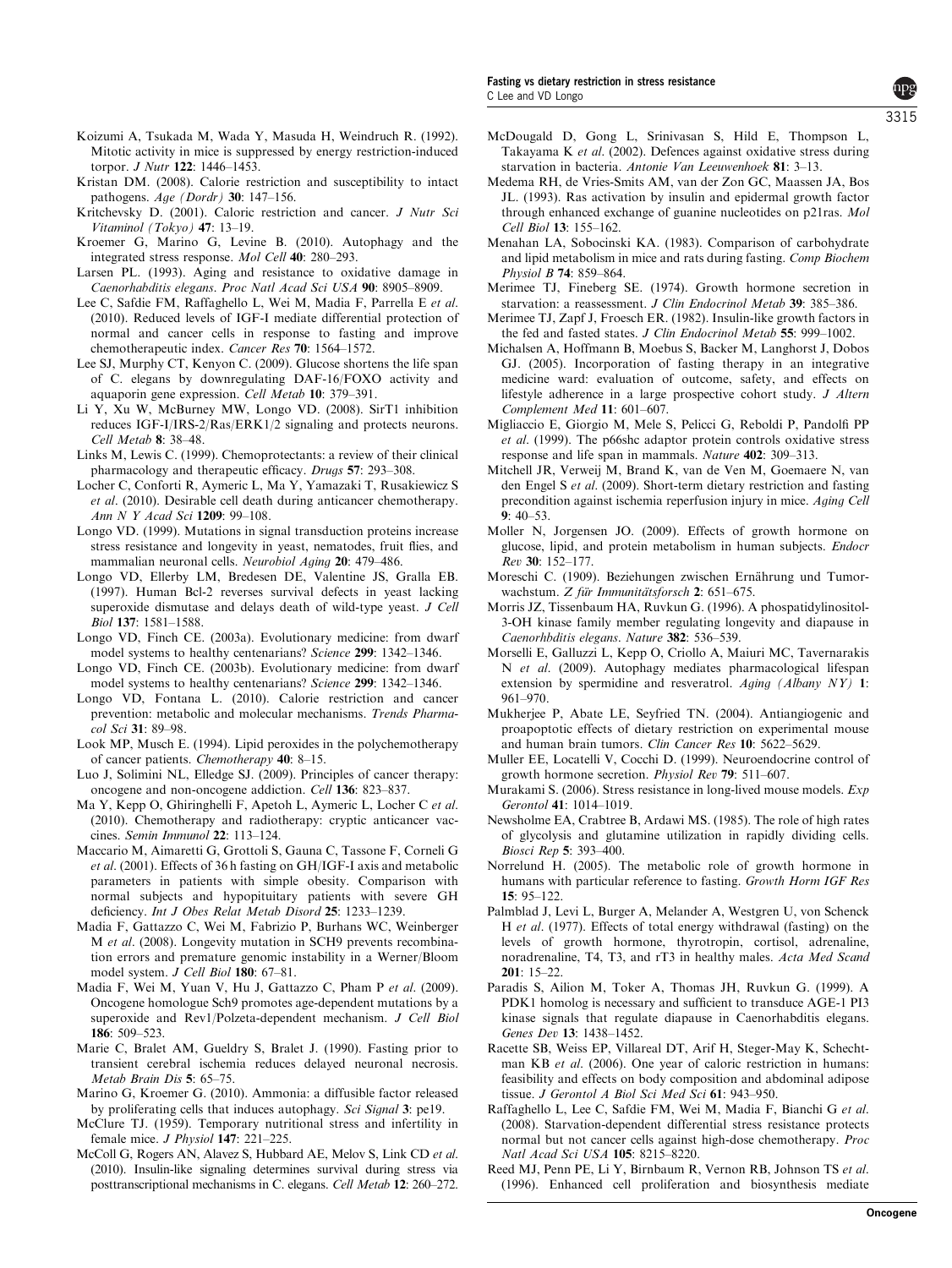Koizumi A, Tsukada M, Wada Y, Masuda H, Weindruch R. (1992). Mitotic activity in mice is suppressed by energy restriction-induced torpor. *J Nutr* **122**: 1446–1453.

Kristan DM. (2008). Calorie restriction and susceptibility to intact pathogens. *Age (Dordr)* **30**: 147–156.

Kritchevsky D. (2001). Caloric restriction and cancer. *J Nutr Sci Vitaminol (Tokyo)* **47**: 13–19.

Kroemer G, Marino G, Levine B. (2010). Autophagy and the integrated stress response. *Mol Cell* **40**: 280–293.

Larsen PL. (1993). Aging and resistance to oxidative damage in *Caenorhabditis elegans*. *Proc Natl Acad Sci USA* **90**: 8905–8909.

Lee C, Safdie FM, Raffaghello L, Wei M, Madia F, Parrella E *et al.* (2010). Reduced levels of IGF-I mediate differential protection of normal and cancer cells in response to fasting and improve chemotherapeutic index. *Cancer Res* **70**: 1564–1572.

Lee SJ, Murphy CT, Kenyon C. (2009). Glucose shortens the life span of C. elegans by downregulating DAF-16/FOXO activity and aquaporin gene expression. *Cell Metab* **10**: 379–391.

Li Y, Xu W, McBurney MW, Longo VD. (2008). SirT1 inhibition reduces IGF-I/IRS-2/Ras/ERK1/2 signaling and protects neurons. *Cell Metab* **8**: 38–48.

Links M, Lewis C. (1999). Chemoprotectants: a review of their clinical pharmacology and therapeutic efficacy. *Drugs* **57**: 293–308.

Locher C, Conforti R, Aymeric L, Ma Y, Yamazaki T, Rusakiewicz S *et al.* (2010). Desirable cell death during anticancer chemotherapy. *Ann N Y Acad Sci* **1209**: 99–108.

Longo VD. (1999). Mutations in signal transduction proteins increase stress resistance and longevity in yeast, nematodes, fruit flies, and mammalian neuronal cells. *Neurobiol Aging* **20**: 479–486.

Longo VD, Ellerby LM, Bredesen DE, Valentine JS, Gralla EB. (1997). Human Bcl-2 reverses survival defects in yeast lacking superoxide dismutase and delays death of wild-type yeast. *J Cell Biol* **137**: 1581–1588.

Longo VD, Finch CE. (2003a). Evolutionary medicine: from dwarf model systems to healthy centenarians? *Science* **299**: 1342–1346.

Longo VD, Finch CE. (2003b). Evolutionary medicine: from dwarf model systems to healthy centenarians? *Science* **299**: 1342–1346.

Longo VD, Fontana L. (2010). Calorie restriction and cancer prevention: metabolic and molecular mechanisms. *Trends Pharmacol Sci* **31**: 89–98.

Look MP, Musch E. (1994). Lipid peroxides in the polychemotherapy of cancer patients. *Chemotherapy* **40**: 8–15.

Luo J, Solimini NL, Elledge SJ. (2009). Principles of cancer therapy: oncogene and non-oncogene addiction. *Cell* **136**: 823–837.

Ma Y, Kepp O, Ghiringhelli F, Apetoh L, Aymeric L, Locher C *et al.* (2010). Chemotherapy and radiotherapy: cryptic anticancer vaccines. *Semin Immunol* **22**: 113–124.

Maccario M, Aimaretti G, Grottoli S, Gauna C, Tassone F, Corneli G *et al.* (2001). Effects of 36 h fasting on GH/IGF-I axis and metabolic parameters in patients with simple obesity. Comparison with normal subjects and hypopituitary patients with severe GH deficiency. *Int J Obes Relat Metab Disord* **25**: 1233–1239.

Madia F, Gattazzo C, Wei M, Fabrizio P, Burhans WC, Weinberger M *et al.* (2008). Longevity mutation in SCH9 prevents recombination errors and premature genomic instability in a Werner/Bloom model system. *J Cell Biol* **180**: 67–81.

Madia F, Wei M, Yuan V, Hu J, Gattazzo C, Pham P *et al.* (2009). Oncogene homologue Sch9 promotes age-dependent mutations by a superoxide and Rev1/Polzeta-dependent mechanism. *J Cell Biol* **186**: 509–523.

Marie C, Bralet AM, Gueldry S, Bralet J. (1990). Fasting prior to transient cerebral ischemia reduces delayed neuronal necrosis. *Metab Brain Dis* **5**: 65–75.

Marino G, Kroemer G. (2010). Ammonia: a diffusible factor released by proliferating cells that induces autophagy. *Sci Signal* **3**: pe19.

McClure TJ. (1959). Temporary nutritional stress and infertility in female mice. *J Physiol* **147**: 221–225.

McColl G, Rogers AN, Alavez S, Hubbard AE, Melov S, Link CD *et al.* (2010). Insulin-like signaling determines survival during stress via posttranscriptional mechanisms in C. elegans. *Cell Metab* **12**: 260–272.

McDougald D, Gong L, Srinivasan S, Hild E, Thompson L, Takayama K *et al.* (2002). Defences against oxidative stress during starvation in bacteria. *Antonie Van Leeuwenhoek* **81**: 3–13.

Medema RH, de Vries-Smits AM, van der Zon GC, Maassen JA, Bos JL. (1993). Ras activation by insulin and epidermal growth factor through enhanced exchange of guanine nucleotides on p21ras. *Mol Cell Biol* **13**: 155–162.

Menahan LA, Sobocinski KA. (1983). Comparison of carbohydrate and lipid metabolism in mice and rats during fasting. *Comp Biochem Physiol B* **74**: 859–864.

Merimee TJ, Fineberg SE. (1974). Growth hormone secretion in starvation: a reassessment. *J Clin Endocrinol Metab* **39**: 385–386.

Merimee TJ, Zapf J, Froesch ER. (1982). Insulin-like growth factors in the fed and fasted states. *J Clin Endocrinol Metab* **55**: 999–1002.

Michalsen A, Hoffmann B, Moebus S, Backer M, Langhorst J, Dobos GJ. (2005). Incorporation of fasting therapy in an integrative medicine ward: evaluation of outcome, safety, and effects on lifestyle adherence in a large prospective cohort study. *J Altern Complement Med* **11**: 601–607.

Migliaccio E, Giorgio M, Mele S, Pelicci G, Reboldi P, Pandolfi PP *et al.* (1999). The p66shc adaptor protein controls oxidative stress response and life span in mammals. *Nature* **402**: 309–313.

Mitchell JR, Verweij M, Brand K, van de Ven M, Goemaere N, van den Engel S *et al.* (2009). Short-term dietary restriction and fasting precondition against ischemia reperfusion injury in mice. *Aging Cell* **9**: 40–53.

Moller N, Jorgensen JO. (2009). Effects of growth hormone on glucose, lipid, and protein metabolism in human subjects. *Endocr Rev* **30**: 152–177.

Moreschi C. (1909). Beziehungen zwischen Ernährung und Tumorwachstum. *Z für Immunitätsforsch* **2**: 651–675.

Morris JZ, Tissenbaum HA, Ruvkun G. (1996). A phospatidylinositol-3-OH kinase family member regulating longevity and diapause in *Caenorhbditis elegans*. *Nature* **382**: 536–539.

Morselli E, Galluzzi L, Kepp O, Criollo A, Maiuri MC, Tavernarakis N *et al.* (2009). Autophagy mediates pharmacological lifespan extension by spermidine and resveratrol. *Aging (Albany NY)* **1**: 961–970.

Mukherjee P, Abate LE, Seyfried TN. (2004). Antiangiogenic and proapoptotic effects of dietary restriction on experimental mouse and human brain tumors. *Clin Cancer Res* **10**: 5622–5629.

Muller EE, Locatelli V, Cocchi D. (1999). Neuroendocrine control of growth hormone secretion. *Physiol Rev* **79**: 511–607.

Murakami S. (2006). Stress resistance in long-lived mouse models. *Exp Gerontol* **41**: 1014–1019.

Newsholme EA, Crabtree B, Ardawi MS. (1985). The role of high rates of glycolysis and glutamine utilization in rapidly dividing cells. *Biosci Rep* **5**: 393–400.

Norrelund H. (2005). The metabolic role of growth hormone in humans with particular reference to fasting. *Growth Horm IGF Res* **15**: 95–122.

Palmblad J, Levi L, Burger A, Melander A, Westgren U, von Schenck H *et al.* (1977). Effects of total energy withdrawal (fasting) on the levels of growth hormone, thyrotropin, cortisol, adrenaline, noradrenaline, T4, T3, and rT3 in healthy males. *Acta Med Scand* **201**: 15–22.

Paradis S, Ailion M, Toker A, Thomas JH, Ruvkun G. (1999). A PDK1 homolog is necessary and sufficient to transduce AGE-1 PI3 kinase signals that regulate diapause in Caenorhabditis elegans. *Genes Dev* **13**: 1438–1452.

Racette SB, Weiss EP, Villareal DT, Arif H, Steger-May K, Schechtman KB *et al.* (2006). One year of caloric restriction in humans: feasibility and effects on body composition and abdominal adipose tissue. *J Gerontol A Biol Sci Med Sci* **61**: 943–950.

Raffaghello L, Lee C, Safdie FM, Wei M, Madia F, Bianchi G *et al.* (2008). Starvation-dependent differential stress resistance protects normal but not cancer cells against high-dose chemotherapy. *Proc Natl Acad Sci USA* **105**: 8215–8220.

Reed MJ, Penn PE, Li Y, Birnbaum R, Vernon RB, Johnson TS *et al.* (1996). Enhanced cell proliferation and biosynthesis mediate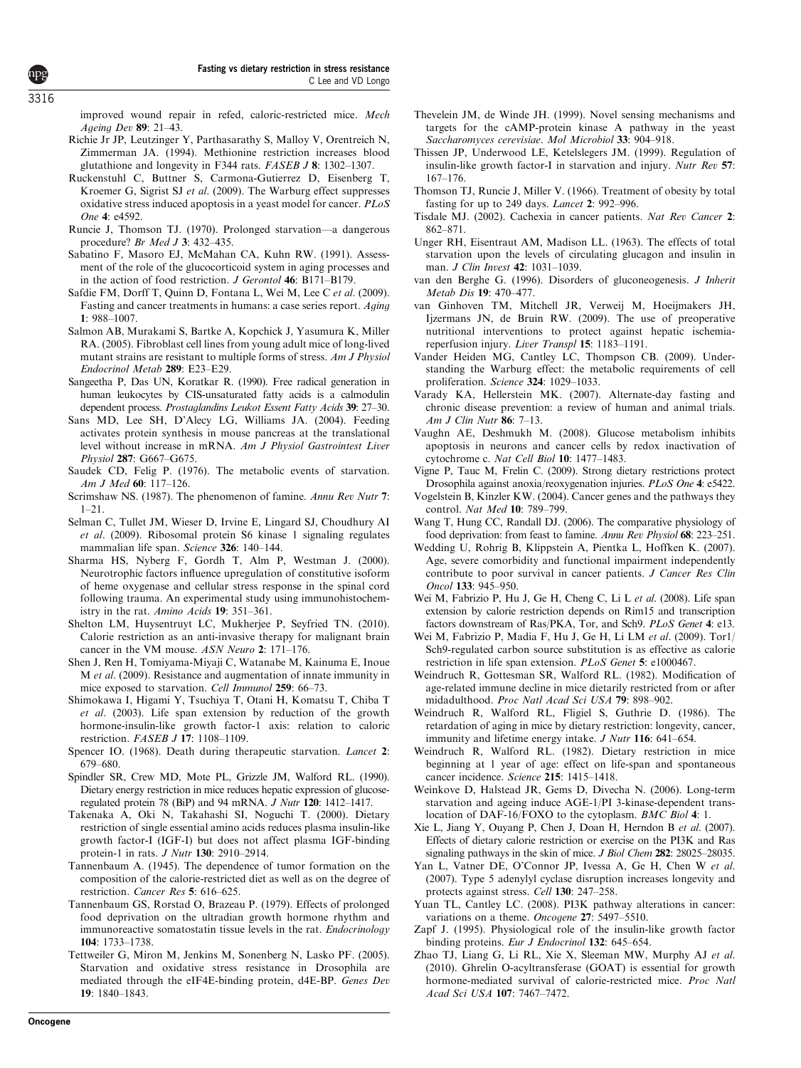improved wound repair in refed, caloric-restricted mice. *Mech Ageing Dev* **89**: 21–43.

Richie Jr JP, Leutzinger Y, Parthasarathy S, Malloy V, Orentreich N, Zimmerman JA. (1994). Methionine restriction increases blood glutathione and longevity in F344 rats. *FASEB J* **8**: 1302–1307.

Ruckenstuhl C, Buttner S, Carmona-Gutierrez D, Eisenberg T, Kroemer G, Sigrist SJ *et al*. (2009). The Warburg effect suppresses oxidative stress induced apoptosis in a yeast model for cancer. *PLoS One* **4**: e4592.

Runcie J, Thomson TJ. (1970). Prolonged starvation—a dangerous procedure? *Br Med J* **3**: 432–435.

Sabatino F, Masoro EJ, McMahan CA, Kuhn RW. (1991). Assessment of the role of the glucocorticoid system in aging processes and in the action of food restriction. *J Gerontol* **46**: B171–B179.

Safdie FM, Dorff T, Quinn D, Fontana L, Wei M, Lee C *et al*. (2009). Fasting and cancer treatments in humans: a case series report. *Aging* **1**: 988–1007.

Salmon AB, Murakami S, Bartke A, Kopchick J, Yasumura K, Miller RA. (2005). Fibroblast cell lines from young adult mice of long-lived mutant strains are resistant to multiple forms of stress. *Am J Physiol Endocrinol Metab* **289**: E23–E29.

Sangeetha P, Das UN, Koratkar R. (1990). Free radical generation in human leukocytes by CIS-unsaturated fatty acids is a calmodulin dependent process. *Prostaglandins Leukot Essent Fatty Acids* **39**: 27–30.

Sans MD, Lee SH, D'Alecy LG, Williams JA. (2004). Feeding activates protein synthesis in mouse pancreas at the translational level without increase in mRNA. *Am J Physiol Gastrointest Liver Physiol* **287**: G667–G675.

Saudek CD, Felig P. (1976). The metabolic events of starvation. *Am J Med* **60**: 117–126.

Scrimshaw NS. (1987). The phenomenon of famine. *Annu Rev Nutr* **7**: 1–21.

Selman C, Tullet JM, Wieser D, Irvine E, Lingard SJ, Choudhury AI *et al*. (2009). Ribosomal protein S6 kinase 1 signaling regulates mammalian life span. *Science* **326**: 140–144.

Sharma HS, Nyberg F, Gordh T, Alm P, Westman J. (2000). Neurotrophic factors influence upregulation of constitutive isoform of heme oxygenase and cellular stress response in the spinal cord following trauma. An experimental study using immunohistochemistry in the rat. *Amino Acids* **19**: 351–361.

Shelton LM, Huysentruyt LC, Mukherjee P, Seyfried TN. (2010). Calorie restriction as an anti-invasive therapy for malignant brain cancer in the VM mouse. *ASN Neuro* **2**: 171–176.

Shen J, Ren H, Tomiyama-Miyaji C, Watanabe M, Kainuma E, Inoue M *et al*. (2009). Resistance and augmentation of innate immunity in mice exposed to starvation. *Cell Immunol* **259**: 66–73.

Shimokawa I, Higami Y, Tsuchiya T, Otani H, Komatsu T, Chiba T *et al*. (2003). Life span extension by reduction of the growth hormone-insulin-like growth factor-1 axis: relation to caloric restriction. *FASEB J* **17**: 1108–1109.

Spencer IO. (1968). Death during therapeutic starvation. *Lancet* **2**: 679–680.

Spindler SR, Crew MD, Mote PL, Grizzle JM, Walford RL. (1990). Dietary energy restriction in mice reduces hepatic expression of glucose-regulated protein 78 (BiP) and 94 mRNA. *J Nutr* **120**: 1412–1417.

Takenaka A, Oki N, Takahashi SI, Noguchi T. (2000). Dietary restriction of single essential amino acids reduces plasma insulin-like growth factor-1 (IGF-I) but does not affect plasma IGF-binding protein-1 in rats. *J Nutr* **130**: 2910–2914.

Tannenbaum A. (1945). The dependence of tumor formation on the composition of the calorie-restricted diet as well as on the degree of restriction. *Cancer Res* **5**: 616–625.

Tannenbaum GS, Rorstad O, Brazeau P. (1979). Effects of prolonged food deprivation on the ultradian growth hormone rhythm and immunoreactive somatostatin tissue levels in the rat. *Endocrinology* **104**: 1733–1738.

Tettweiler G, Miron M, Jenkins M, Sonenberg N, Lasko PF. (2005). Starvation and oxidative stress resistance in Drosophila are mediated through the eIF4E-binding protein, d4E-BP. *Genes Dev* **19**: 1840–1843.

Thevelein JM, de Winde JH. (1999). Novel sensing mechanisms and targets for the cAMP-protein kinase A pathway in the yeast *Saccharomyces cerevisiae*. *Mol Microbiol* **33**: 904–918.

Thissen JP, Underwood LE, Ketelslegers JM. (1999). Regulation of insulin-like growth factor-I in starvation and injury. *Nutr Rev* **57**: 167–176.

Thomson TJ, Runcie J, Miller V. (1966). Treatment of obesity by total fasting for up to 249 days. *Lancet* **2**: 992–996.

Tisdale MJ. (2002). Cachexia in cancer patients. *Nat Rev Cancer* **2**: 862–871.

Unger RH, Eisentraut AM, Madison LL. (1963). The effects of total starvation upon the levels of circulating glucagon and insulin in man. *J Clin Invest* **42**: 1031–1039.

van den Berghe G. (1996). Disorders of gluconeogenesis. *J Inherit Metab Dis* **19**: 470–477.

van Ginhoven TM, Mitchell JR, Verweij M, Hoeijmakers JH, Ijzermans JN, de Bruin RW. (2009). The use of preoperative nutritional interventions to protect against hepatic ischemia-reperfusion injury. *Liver Transpl* **15**: 1183–1191.

Vander Heiden MG, Cantley LC, Thompson CB. (2009). Understanding the Warburg effect: the metabolic requirements of cell proliferation. *Science* **324**: 1029–1033.

Varady KA, Hellerstein MK. (2007). Alternate-day fasting and chronic disease prevention: a review of human and animal trials. *Am J Clin Nutr* **86**: 7–13.

Vaughn AE, Deshmukh M. (2008). Glucose metabolism inhibits apoptosis in neurons and cancer cells by redox inactivation of cytochrome c. *Nat Cell Biol* **10**: 1477–1483.

Vigne P, Tauc M, Frelin C. (2009). Strong dietary restrictions protect Drosophila against anoxia/reoxygenation injuries. *PLoS One* **4**: e5422.

Vogelstein B, Kinzler KW. (2004). Cancer genes and the pathways they control. *Nat Med* **10**: 789–799.

Wang T, Hung CC, Randall DJ. (2006). The comparative physiology of food deprivation: from feast to famine. *Annu Rev Physiol* **68**: 223–251.

Wedding U, Rohrig B, Klippstein A, Pientka L, Hoffken K. (2007). Age, severe comorbidity and functional impairment independently contribute to poor survival in cancer patients. *J Cancer Res Clin Oncol* **133**: 945–950.

Wei M, Fabrizio P, Hu J, Ge H, Cheng C, Li L *et al*. (2008). Life span extension by calorie restriction depends on Rim15 and transcription factors downstream of Ras/PKA, Tor, and Sch9. *PLoS Genet* **4**: e13.

Wei M, Fabrizio P, Madia F, Hu J, Ge H, Li LM *et al*. (2009). Tor1/Sch9-regulated carbon source substitution is as effective as calorie restriction in life span extension. *PLoS Genet* **5**: e1000467.

Weindruch R, Gottesman SR, Walford RL. (1982). Modification of age-related immune decline in mice dietarily restricted from or after midadulthood. *Proc Natl Acad Sci USA* **79**: 898–902.

Weindruch R, Walford RL, Fligiel S, Guthrie D. (1986). The retardation of aging in mice by dietary restriction: longevity, cancer, immunity and lifetime energy intake. *J Nutr* **116**: 641–654.

Weindruch R, Walford RL. (1982). Dietary restriction in mice beginning at 1 year of age: effect on life-span and spontaneous cancer incidence. *Science* **215**: 1415–1418.

Weinkove D, Halstead JR, Gems D, Divecha N. (2006). Long-term starvation and ageing induce AGE-1/PI 3-kinase-dependent translocation of DAF-16/FOXO to the cytoplasm. *BMC Biol* **4**: 1.

Xie L, Jiang Y, Ouyang P, Chen J, Doan H, Herndon B *et al*. (2007). Effects of dietary calorie restriction or exercise on the PI3K and Ras signaling pathways in the skin of mice. *J Biol Chem* **282**: 28025–28035.

Yan L, Vatner DE, O'Connor JP, Ivessa A, Ge H, Chen W *et al*. (2007). Type 5 adenylyl cyclase disruption increases longevity and protects against stress. *Cell* **130**: 247–258.

Yuan TL, Cantley LC. (2008). PI3K pathway alterations in cancer: variations on a theme. *Oncogene* **27**: 5497–5510.

Zapf J. (1995). Physiological role of the insulin-like growth factor binding proteins. *Eur J Endocrinol* **132**: 645–654.

Zhao TJ, Liang G, Li RL, Xie X, Sleeman MW, Murphy AJ *et al*. (2010). Ghrelin O-acyltransferase (GOAT) is essential for growth hormone-mediated survival of calorie-restricted mice. *Proc Natl Acad Sci USA* **107**: 7467–7472.